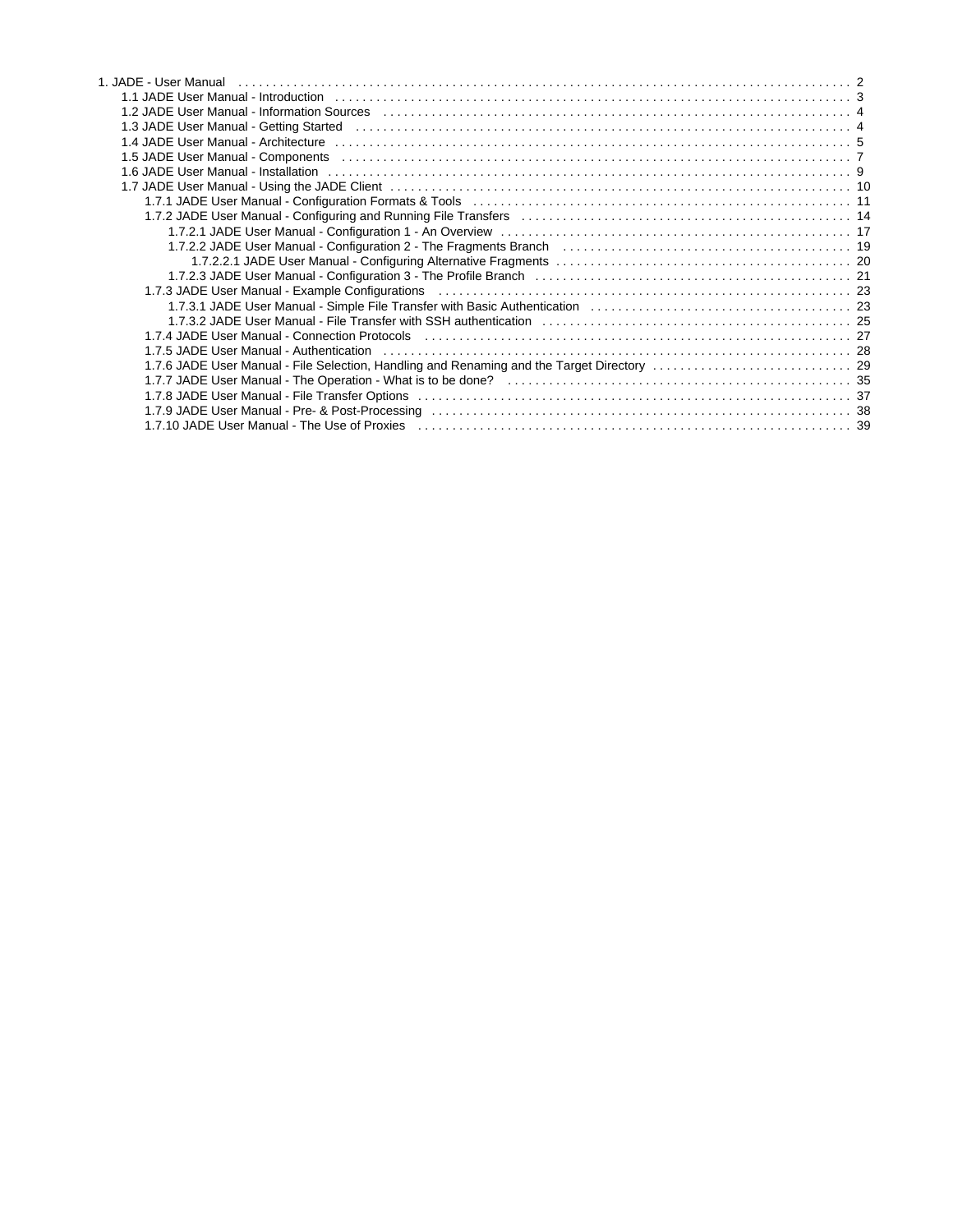- 1. JADE - User Manual ... 2
  - 1.1 JADE User Manual - Introduction ... 3
  - 1.2 JADE User Manual - Information Sources ... 4
  - 1.3 JADE User Manual - Getting Started ... 4
  - 1.4 JADE User Manual - Architecture ... 5
  - 1.5 JADE User Manual - Components ... 7
  - 1.6 JADE User Manual - Installation ... 9
  - 1.7 JADE User Manual - Using the JADE Client ... 10
    - 1.7.1 JADE User Manual - Configuration Formats & Tools ... 11
    - 1.7.2 JADE User Manual - Configuring and Running File Transfers ... 14
      - 1.7.2.1 JADE User Manual - Configuration 1 - An Overview ... 17
      - 1.7.2.2 JADE User Manual - Configuration 2 - The Fragments Branch ... 19
        - 1.7.2.2.1 JADE User Manual - Configuring Alternative Fragments ... 20
      - 1.7.2.3 JADE User Manual - Configuration 3 - The Profile Branch ... 21
    - 1.7.3 JADE User Manual - Example Configurations ... 23
      - 1.7.3.1 JADE User Manual - Simple File Transfer with Basic Authentication ... 23
      - 1.7.3.2 JADE User Manual - File Transfer with SSH authentication ... 25
    - 1.7.4 JADE User Manual - Connection Protocols ... 27
    - 1.7.5 JADE User Manual - Authentication ... 28
    - 1.7.6 JADE User Manual - File Selection, Handling and Renaming and the Target Directory ... 29
    - 1.7.7 JADE User Manual - The Operation - What is to be done? ... 35
    - 1.7.8 JADE User Manual - File Transfer Options ... 37
    - 1.7.9 JADE User Manual - Pre- & Post-Processing ... 38
    - 1.7.10 JADE User Manual - The Use of Proxies ... 39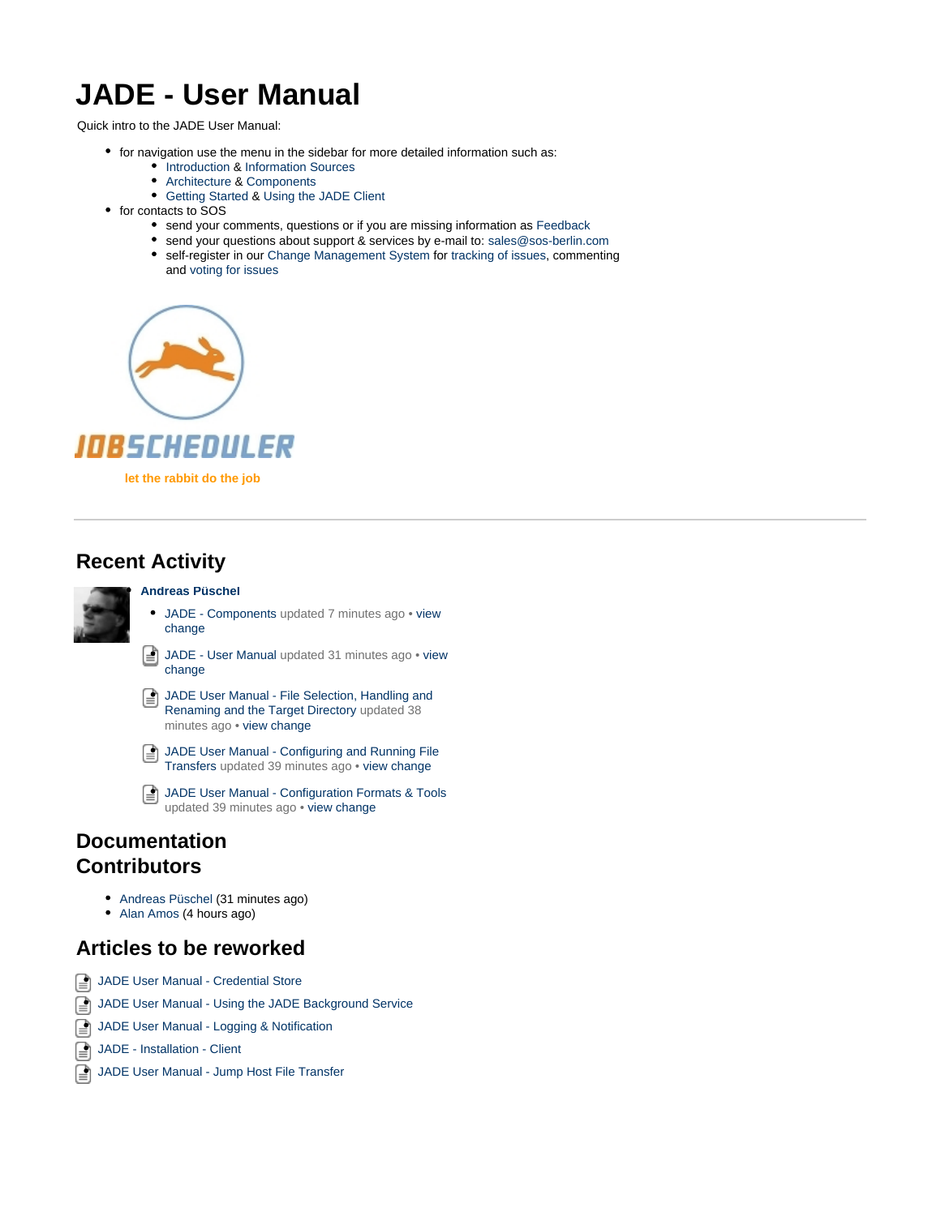# JADE - User Manual

Quick intro to the JADE User Manual:

- for navigation use the menu in the sidebar for more detailed information such as:
  - Introduction & Information Sources
  - Architecture & Components
  - Getting Started & Using the JADE Client
- for contacts to SOS
  - send your comments, questions or if you are missing information as Feedback
  - send your questions about support & services by e-mail to: sales@sos-berlin.com
  - self-register in our Change Management System for tracking of issues, commenting and voting for issues

JOBSCHEDULER

let the rabbit do the job

---

## Recent Activity

**Andreas Püschel**

- JADE - Components updated 7 minutes ago • view change
- JADE - User Manual updated 31 minutes ago • view change
- JADE User Manual - File Selection, Handling and Renaming and the Target Directory updated 38 minutes ago • view change
- JADE User Manual - Configuring and Running File Transfers updated 39 minutes ago • view change
- JADE User Manual - Configuration Formats & Tools updated 39 minutes ago • view change

## Documentation Contributors

- Andreas Püschel (31 minutes ago)
- Alan Amos (4 hours ago)

## Articles to be reworked

- JADE User Manual - Credential Store
- JADE User Manual - Using the JADE Background Service
- JADE User Manual - Logging & Notification
- JADE - Installation - Client
- JADE User Manual - Jump Host File Transfer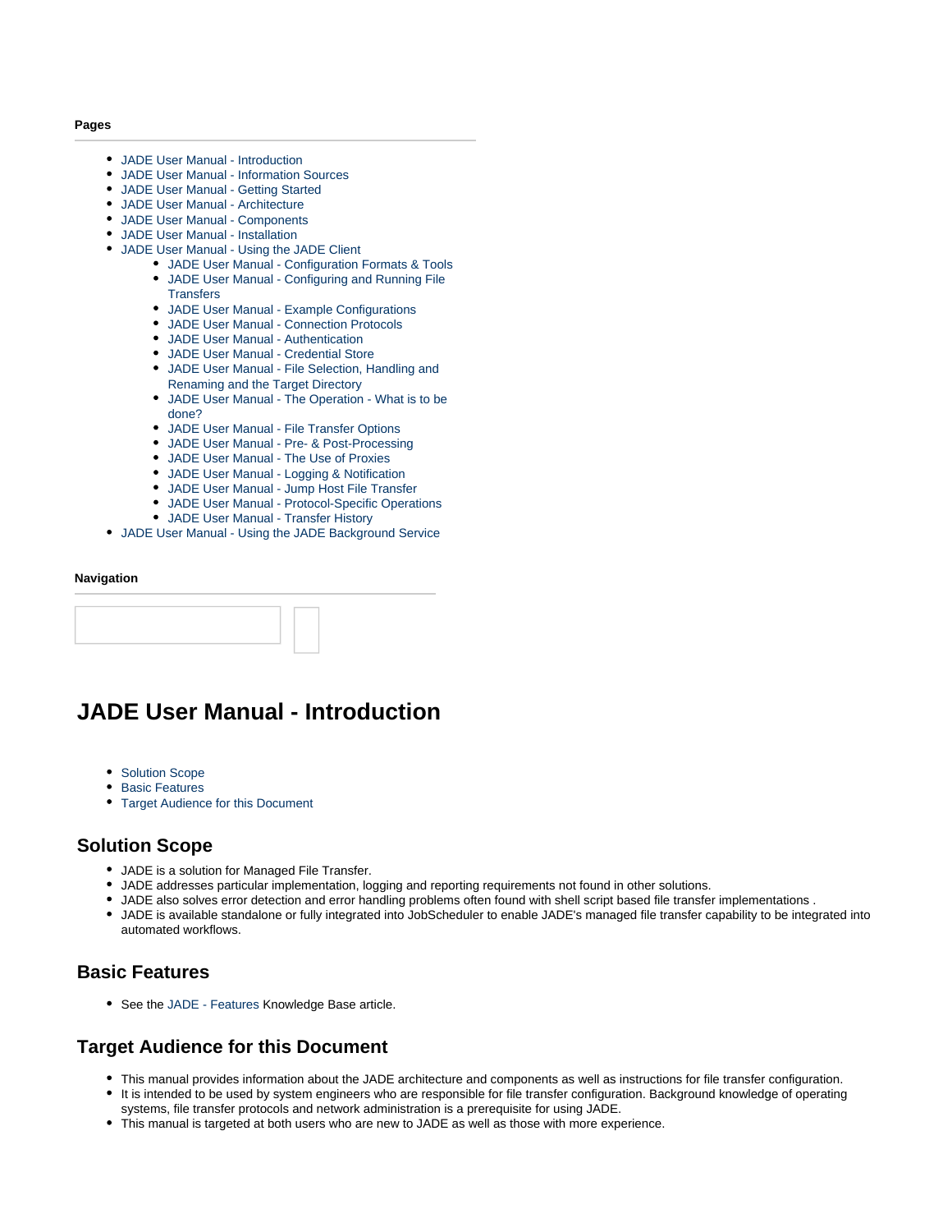**Pages**

- JADE User Manual - Introduction
- JADE User Manual - Information Sources
- JADE User Manual - Getting Started
- JADE User Manual - Architecture
- JADE User Manual - Components
- JADE User Manual - Installation
- JADE User Manual - Using the JADE Client
    - JADE User Manual - Configuration Formats & Tools
    - JADE User Manual - Configuring and Running File Transfers
    - JADE User Manual - Example Configurations
    - JADE User Manual - Connection Protocols
    - JADE User Manual - Authentication
    - JADE User Manual - Credential Store
    - JADE User Manual - File Selection, Handling and Renaming and the Target Directory
    - JADE User Manual - The Operation - What is to be done?
    - JADE User Manual - File Transfer Options
    - JADE User Manual - Pre- & Post-Processing
    - JADE User Manual - The Use of Proxies
    - JADE User Manual - Logging & Notification
    - JADE User Manual - Jump Host File Transfer
    - JADE User Manual - Protocol-Specific Operations
    - JADE User Manual - Transfer History
- JADE User Manual - Using the JADE Background Service

**Navigation**

# JADE User Manual - Introduction

- Solution Scope
- Basic Features
- Target Audience for this Document

## Solution Scope

- JADE is a solution for Managed File Transfer.
- JADE addresses particular implementation, logging and reporting requirements not found in other solutions.
- JADE also solves error detection and error handling problems often found with shell script based file transfer implementations .
- JADE is available standalone or fully integrated into JobScheduler to enable JADE's managed file transfer capability to be integrated into automated workflows.

## Basic Features

- See the JADE - Features Knowledge Base article.

## Target Audience for this Document

- This manual provides information about the JADE architecture and components as well as instructions for file transfer configuration.
- It is intended to be used by system engineers who are responsible for file transfer configuration. Background knowledge of operating systems, file transfer protocols and network administration is a prerequisite for using JADE.
- This manual is targeted at both users who are new to JADE as well as those with more experience.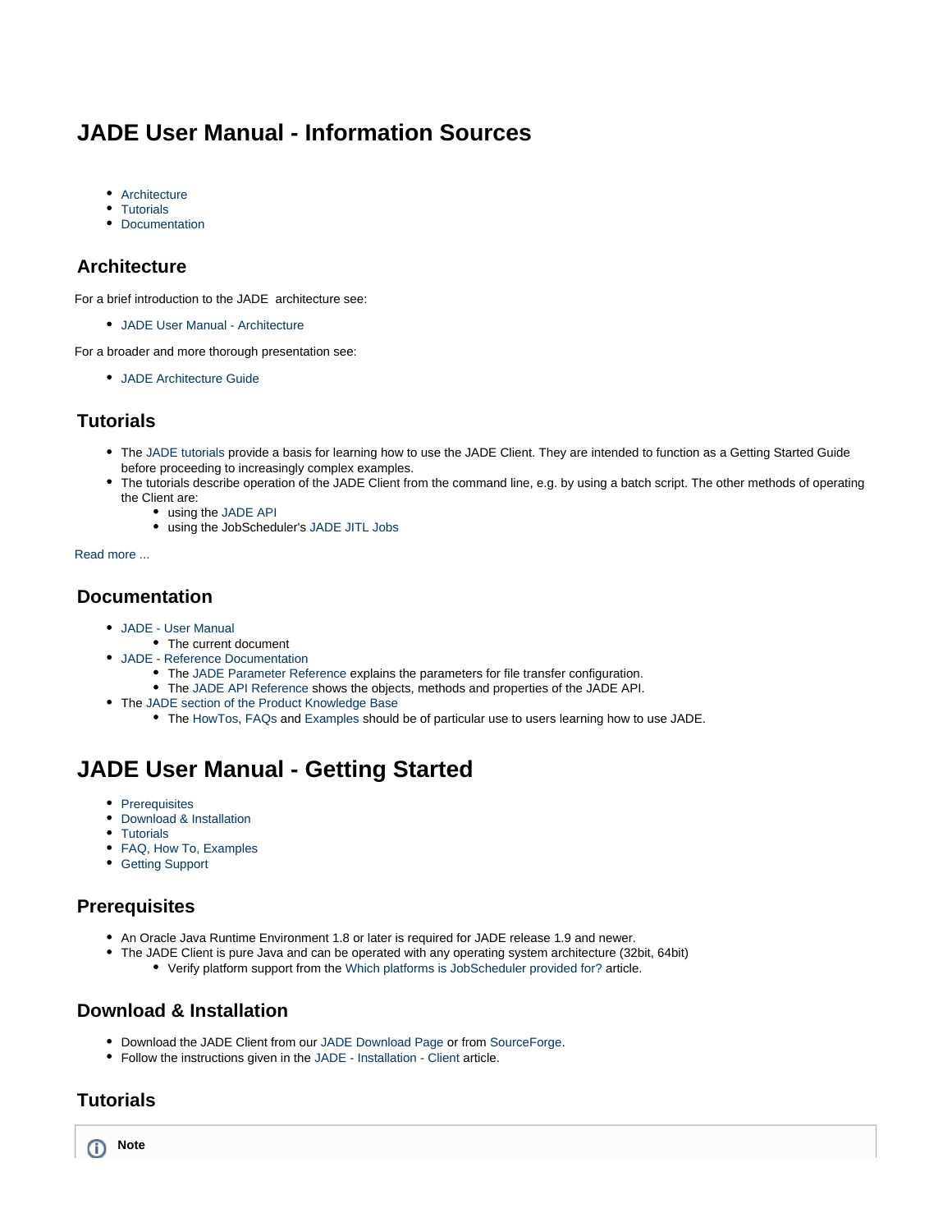# JADE User Manual - Information Sources

- Architecture
- Tutorials
- Documentation

## Architecture

For a brief introduction to the JADE architecture see:

- JADE User Manual - Architecture

For a broader and more thorough presentation see:

- JADE Architecture Guide

## Tutorials

- The JADE tutorials provide a basis for learning how to use the JADE Client. They are intended to function as a Getting Started Guide before proceeding to increasingly complex examples.
- The tutorials describe operation of the JADE Client from the command line, e.g. by using a batch script. The other methods of operating the Client are:
  - using the JADE API
  - using the JobScheduler's JADE JITL Jobs

Read more ...

## Documentation

- JADE - User Manual
  - The current document
- JADE - Reference Documentation
  - The JADE Parameter Reference explains the parameters for file transfer configuration.
  - The JADE API Reference shows the objects, methods and properties of the JADE API.
- The JADE section of the Product Knowledge Base
  - The HowTos, FAQs and Examples should be of particular use to users learning how to use JADE.

# JADE User Manual - Getting Started

- Prerequisites
- Download & Installation
- Tutorials
- FAQ, How To, Examples
- Getting Support

## Prerequisites

- An Oracle Java Runtime Environment 1.8 or later is required for JADE release 1.9 and newer.
- The JADE Client is pure Java and can be operated with any operating system architecture (32bit, 64bit)
  - Verify platform support from the Which platforms is JobScheduler provided for? article.

## Download & Installation

- Download the JADE Client from our JADE Download Page or from SourceForge.
- Follow the instructions given in the JADE - Installation - Client article.

## Tutorials

**Note**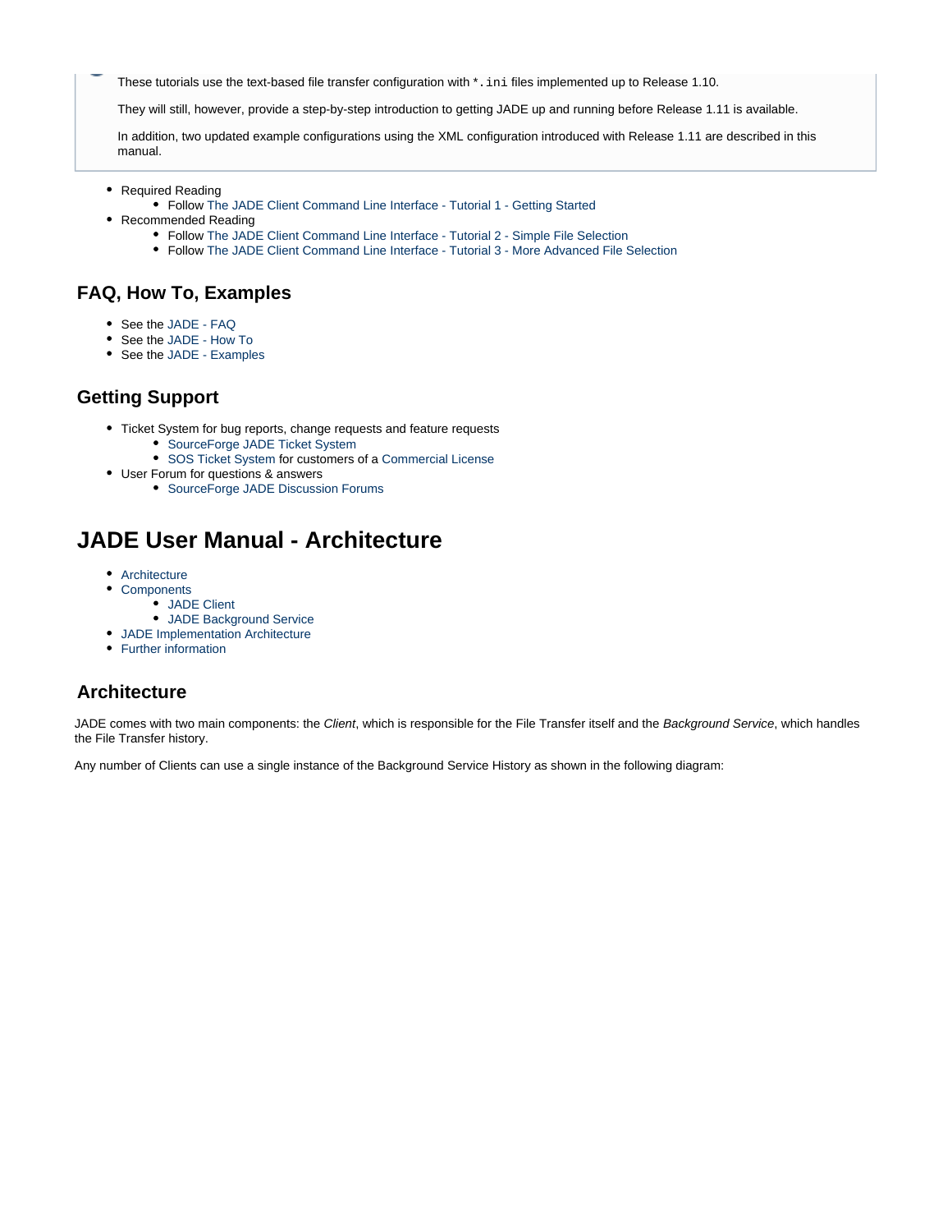These tutorials use the text-based file transfer configuration with `*.ini` files implemented up to Release 1.10.

They will still, however, provide a step-by-step introduction to getting JADE up and running before Release 1.11 is available.

In addition, two updated example configurations using the XML configuration introduced with Release 1.11 are described in this manual.

- Required Reading
  - Follow The JADE Client Command Line Interface - Tutorial 1 - Getting Started
- Recommended Reading
  - Follow The JADE Client Command Line Interface - Tutorial 2 - Simple File Selection
  - Follow The JADE Client Command Line Interface - Tutorial 3 - More Advanced File Selection

## FAQ, How To, Examples

- See the JADE - FAQ
- See the JADE - How To
- See the JADE - Examples

## Getting Support

- Ticket System for bug reports, change requests and feature requests
  - SourceForge JADE Ticket System
  - SOS Ticket System for customers of a Commercial License
- User Forum for questions & answers
  - SourceForge JADE Discussion Forums

# JADE User Manual - Architecture

- Architecture
- Components
  - JADE Client
  - JADE Background Service
- JADE Implementation Architecture
- Further information

## Architecture

JADE comes with two main components: the *Client*, which is responsible for the File Transfer itself and the *Background Service*, which handles the File Transfer history.

Any number of Clients can use a single instance of the Background Service History as shown in the following diagram: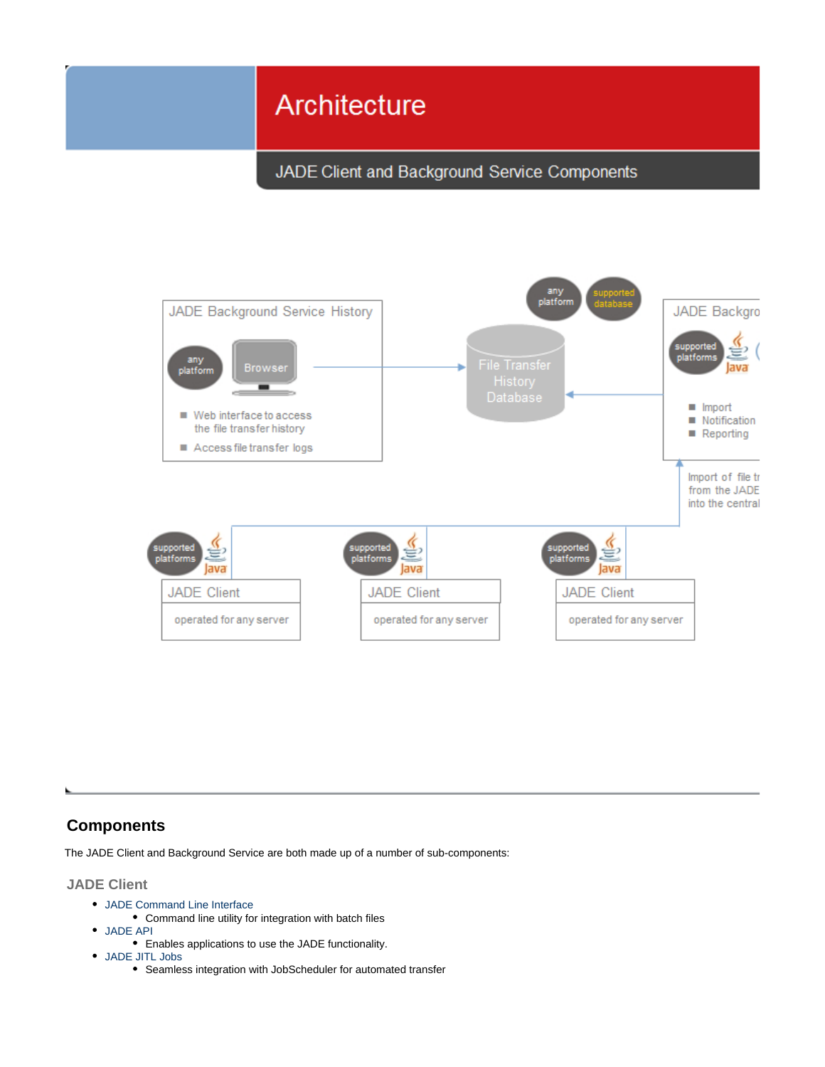# Architecture

## JADE Client and Background Service Components

## Components

The JADE Client and Background Service are both made up of a number of sub-components:

### JADE Client

- JADE Command Line Interface
  - Command line utility for integration with batch files
- JADE API
  - Enables applications to use the JADE functionality.
- JADE JITL Jobs
  - Seamless integration with JobScheduler for automated transfer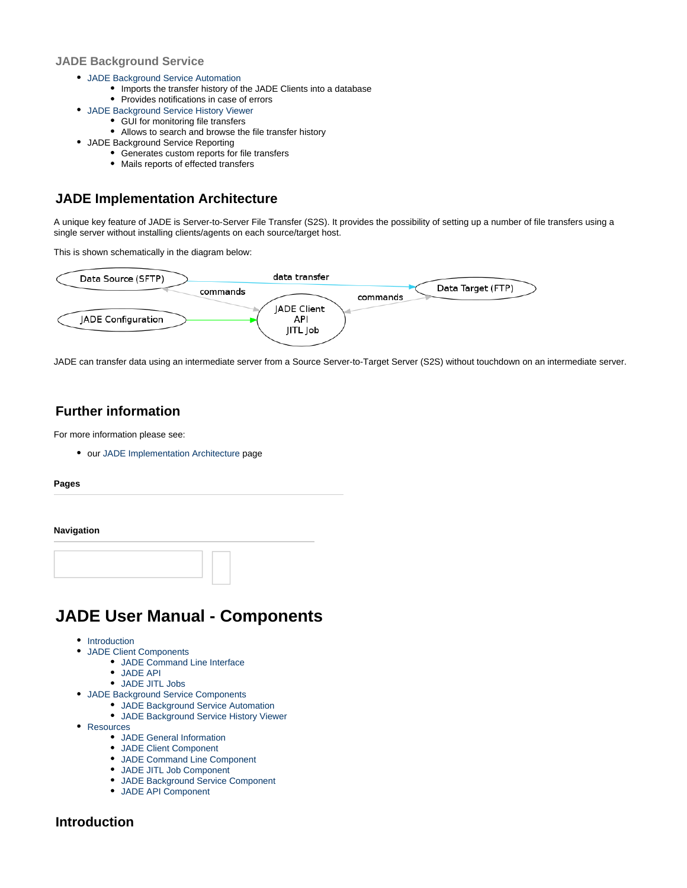### JADE Background Service

- JADE Background Service Automation
  - Imports the transfer history of the JADE Clients into a database
  - Provides notifications in case of errors
- JADE Background Service History Viewer
  - GUI for monitoring file transfers
  - Allows to search and browse the file transfer history
- JADE Background Service Reporting
  - Generates custom reports for file transfers
  - Mails reports of effected transfers

## JADE Implementation Architecture

A unique key feature of JADE is Server-to-Server File Transfer (S2S). It provides the possibility of setting up a number of file transfers using a single server without installing clients/agents on each source/target host.

This is shown schematically in the diagram below:

Data Source (SFTP) — data transfer → Data Target (FTP)

JADE Client API JITL Job — commands → Data Source (SFTP); — commands → Data Target (FTP)

JADE Configuration → JADE Client API JITL Job

JADE can transfer data using an intermediate server from a Source Server-to-Target Server (S2S) without touchdown on an intermediate server.

## Further information

For more information please see:

- our JADE Implementation Architecture page

**Pages**

**Navigation**

# JADE User Manual - Components

- Introduction
- JADE Client Components
  - JADE Command Line Interface
  - JADE API
  - JADE JITL Jobs
- JADE Background Service Components
  - JADE Background Service Automation
  - JADE Background Service History Viewer
- Resources
  - JADE General Information
  - JADE Client Component
  - JADE Command Line Component
  - JADE JITL Job Component
  - JADE Background Service Component
  - JADE API Component

## Introduction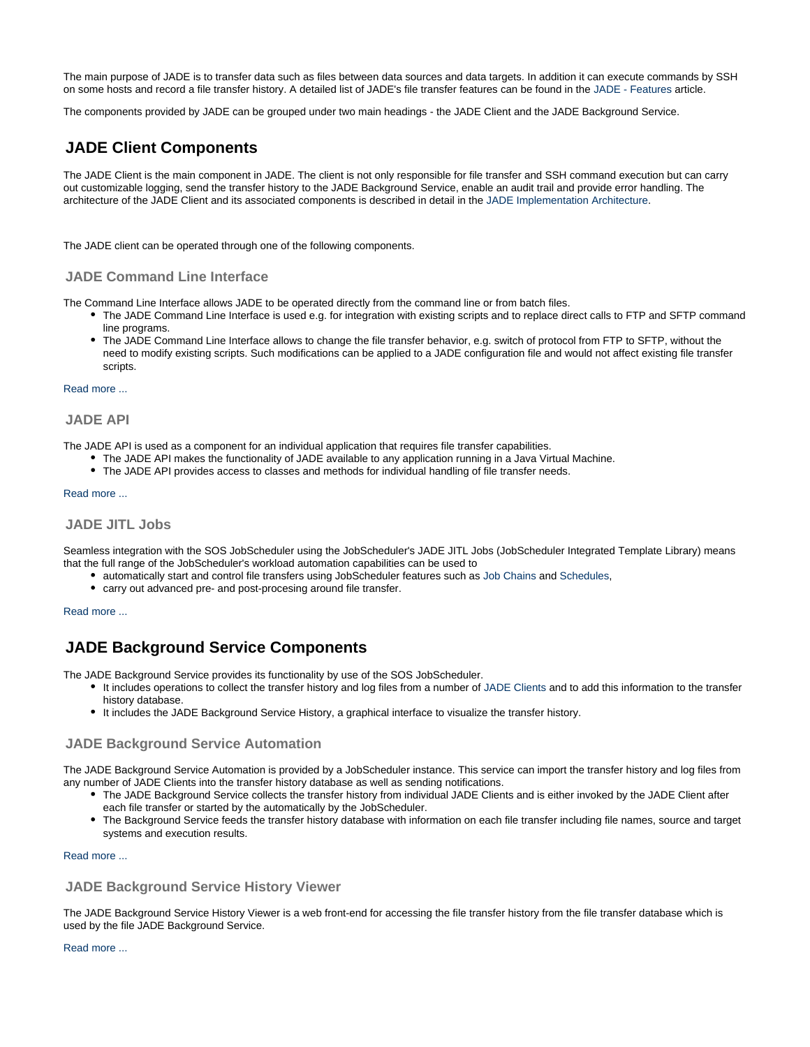The main purpose of JADE is to transfer data such as files between data sources and data targets. In addition it can execute commands by SSH on some hosts and record a file transfer history. A detailed list of JADE's file transfer features can be found in the JADE - Features article.

The components provided by JADE can be grouped under two main headings - the JADE Client and the JADE Background Service.

## JADE Client Components

The JADE Client is the main component in JADE. The client is not only responsible for file transfer and SSH command execution but can carry out customizable logging, send the transfer history to the JADE Background Service, enable an audit trail and provide error handling. The architecture of the JADE Client and its associated components is described in detail in the JADE Implementation Architecture.

The JADE client can be operated through one of the following components.

### JADE Command Line Interface

The Command Line Interface allows JADE to be operated directly from the command line or from batch files.

- The JADE Command Line Interface is used e.g. for integration with existing scripts and to replace direct calls to FTP and SFTP command line programs.
- The JADE Command Line Interface allows to change the file transfer behavior, e.g. switch of protocol from FTP to SFTP, without the need to modify existing scripts. Such modifications can be applied to a JADE configuration file and would not affect existing file transfer scripts.

Read more ...

### JADE API

The JADE API is used as a component for an individual application that requires file transfer capabilities.

- The JADE API makes the functionality of JADE available to any application running in a Java Virtual Machine.
- The JADE API provides access to classes and methods for individual handling of file transfer needs.

Read more ...

### JADE JITL Jobs

Seamless integration with the SOS JobScheduler using the JobScheduler's JADE JITL Jobs (JobScheduler Integrated Template Library) means that the full range of the JobScheduler's workload automation capabilities can be used to

- automatically start and control file transfers using JobScheduler features such as Job Chains and Schedules,
- carry out advanced pre- and post-procesing around file transfer.

Read more ...

## JADE Background Service Components

The JADE Background Service provides its functionality by use of the SOS JobScheduler.

- It includes operations to collect the transfer history and log files from a number of JADE Clients and to add this information to the transfer history database.
- It includes the JADE Background Service History, a graphical interface to visualize the transfer history.

### JADE Background Service Automation

The JADE Background Service Automation is provided by a JobScheduler instance. This service can import the transfer history and log files from any number of JADE Clients into the transfer history database as well as sending notifications.

- The JADE Background Service collects the transfer history from individual JADE Clients and is either invoked by the JADE Client after each file transfer or started by the automatically by the JobScheduler.
- The Background Service feeds the transfer history database with information on each file transfer including file names, source and target systems and execution results.

Read more ...

### JADE Background Service History Viewer

The JADE Background Service History Viewer is a web front-end for accessing the file transfer history from the file transfer database which is used by the file JADE Background Service.

Read more ...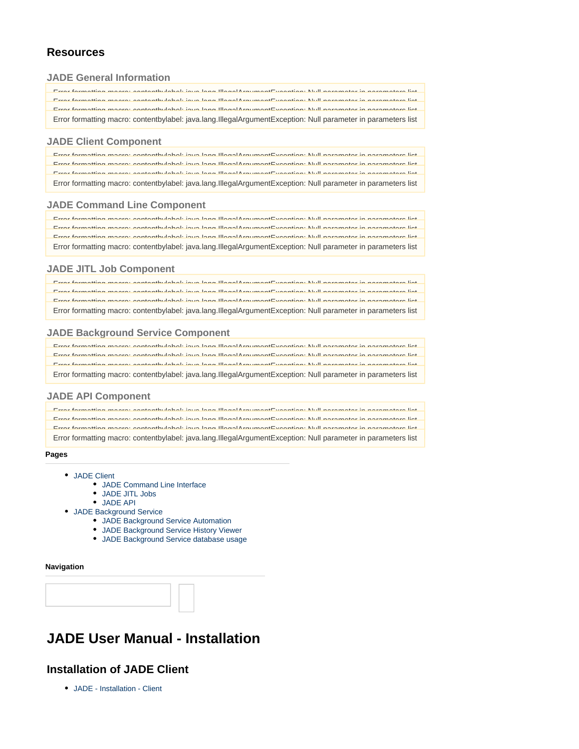### Resources

#### JADE General Information

Error formatting macro: contentbylabel: java.lang.IllegalArgumentException: Null parameter in parameters list

Error formatting macro: contentbylabel: java.lang.IllegalArgumentException: Null parameter in parameters list

Error formatting macro: contentbylabel: java.lang.IllegalArgumentException: Null parameter in parameters list

Error formatting macro: contentbylabel: java.lang.IllegalArgumentException: Null parameter in parameters list

#### JADE Client Component

Error formatting macro: contentbylabel: java.lang.IllegalArgumentException: Null parameter in parameters list

Error formatting macro: contentbylabel: java.lang.IllegalArgumentException: Null parameter in parameters list

Error formatting macro: contentbylabel: java.lang.IllegalArgumentException: Null parameter in parameters list

Error formatting macro: contentbylabel: java.lang.IllegalArgumentException: Null parameter in parameters list

#### JADE Command Line Component

Error formatting macro: contentbylabel: java.lang.IllegalArgumentException: Null parameter in parameters list

Error formatting macro: contentbylabel: java.lang.IllegalArgumentException: Null parameter in parameters list

Error formatting macro: contentbylabel: java.lang.IllegalArgumentException: Null parameter in parameters list

Error formatting macro: contentbylabel: java.lang.IllegalArgumentException: Null parameter in parameters list

#### JADE JITL Job Component

Error formatting macro: contentbylabel: java.lang.IllegalArgumentException: Null parameter in parameters list

Error formatting macro: contentbylabel: java.lang.IllegalArgumentException: Null parameter in parameters list

Error formatting macro: contentbylabel: java.lang.IllegalArgumentException: Null parameter in parameters list

Error formatting macro: contentbylabel: java.lang.IllegalArgumentException: Null parameter in parameters list

#### JADE Background Service Component

Error formatting macro: contentbylabel: java.lang.IllegalArgumentException: Null parameter in parameters list

Error formatting macro: contentbylabel: java.lang.IllegalArgumentException: Null parameter in parameters list

Error formatting macro: contentbylabel: java.lang.IllegalArgumentException: Null parameter in parameters list

Error formatting macro: contentbylabel: java.lang.IllegalArgumentException: Null parameter in parameters list

#### JADE API Component

Error formatting macro: contentbylabel: java.lang.IllegalArgumentException: Null parameter in parameters list

Error formatting macro: contentbylabel: java.lang.IllegalArgumentException: Null parameter in parameters list

Error formatting macro: contentbylabel: java.lang.IllegalArgumentException: Null parameter in parameters list

Error formatting macro: contentbylabel: java.lang.IllegalArgumentException: Null parameter in parameters list

**Pages**

- JADE Client
  - JADE Command Line Interface
  - JADE JITL Jobs
  - JADE API
- JADE Background Service
  - JADE Background Service Automation
  - JADE Background Service History Viewer
  - JADE Background Service database usage

**Navigation**

# JADE User Manual - Installation

## Installation of JADE Client

- JADE - Installation - Client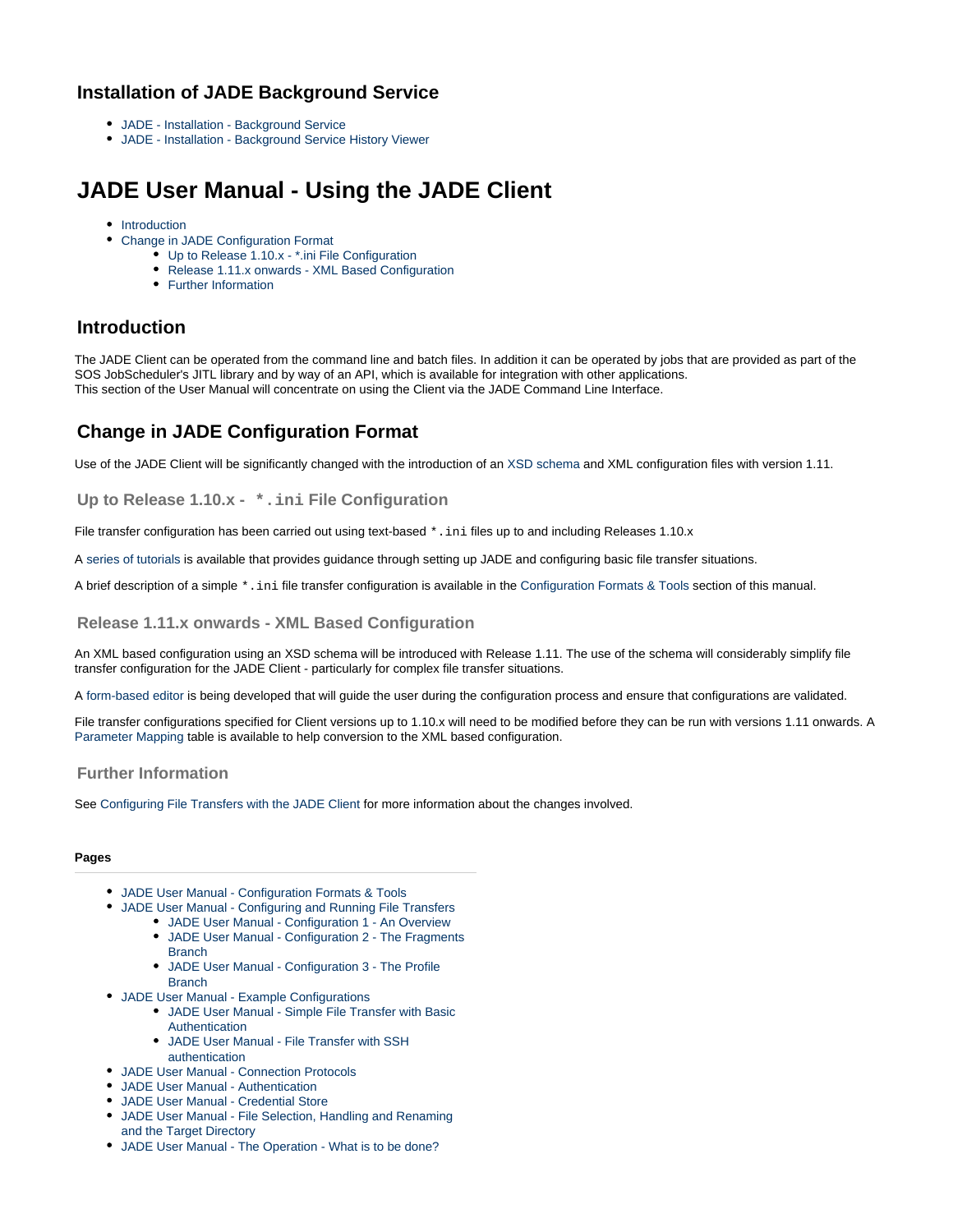## Installation of JADE Background Service

- JADE - Installation - Background Service
- JADE - Installation - Background Service History Viewer

# JADE User Manual - Using the JADE Client

- Introduction
- Change in JADE Configuration Format
    - Up to Release 1.10.x - *.ini File Configuration
    - Release 1.11.x onwards - XML Based Configuration
    - Further Information

## Introduction

The JADE Client can be operated from the command line and batch files. In addition it can be operated by jobs that are provided as part of the SOS JobScheduler's JITL library and by way of an API, which is available for integration with other applications.
This section of the User Manual will concentrate on using the Client via the JADE Command Line Interface.

## Change in JADE Configuration Format

Use of the JADE Client will be significantly changed with the introduction of an XSD schema and XML configuration files with version 1.11.

### Up to Release 1.10.x - `*.ini` File Configuration

File transfer configuration has been carried out using text-based `*.ini` files up to and including Releases 1.10.x

A series of tutorials is available that provides guidance through setting up JADE and configuring basic file transfer situations.

A brief description of a simple `*.ini` file transfer configuration is available in the Configuration Formats & Tools section of this manual.

### Release 1.11.x onwards - XML Based Configuration

An XML based configuration using an XSD schema will be introduced with Release 1.11. The use of the schema will considerably simplify file transfer configuration for the JADE Client - particularly for complex file transfer situations.

A form-based editor is being developed that will guide the user during the configuration process and ensure that configurations are validated.

File transfer configurations specified for Client versions up to 1.10.x will need to be modified before they can be run with versions 1.11 onwards. A Parameter Mapping table is available to help conversion to the XML based configuration.

### Further Information

See Configuring File Transfers with the JADE Client for more information about the changes involved.

**Pages**

- JADE User Manual - Configuration Formats & Tools
- JADE User Manual - Configuring and Running File Transfers
    - JADE User Manual - Configuration 1 - An Overview
    - JADE User Manual - Configuration 2 - The Fragments Branch
    - JADE User Manual - Configuration 3 - The Profile Branch
- JADE User Manual - Example Configurations
    - JADE User Manual - Simple File Transfer with Basic Authentication
    - JADE User Manual - File Transfer with SSH authentication
- JADE User Manual - Connection Protocols
- JADE User Manual - Authentication
- JADE User Manual - Credential Store
- JADE User Manual - File Selection, Handling and Renaming and the Target Directory
- JADE User Manual - The Operation - What is to be done?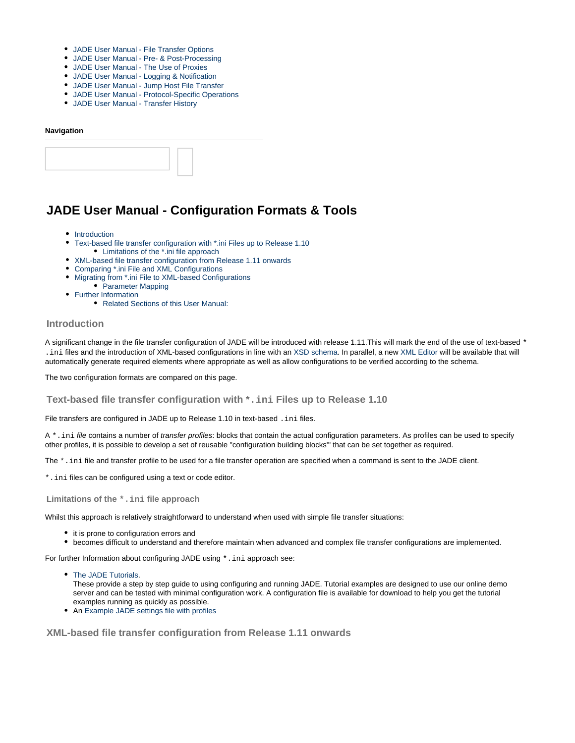- JADE User Manual - File Transfer Options
- JADE User Manual - Pre- & Post-Processing
- JADE User Manual - The Use of Proxies
- JADE User Manual - Logging & Notification
- JADE User Manual - Jump Host File Transfer
- JADE User Manual - Protocol-Specific Operations
- JADE User Manual - Transfer History

**Navigation**

# JADE User Manual - Configuration Formats & Tools

- Introduction
- Text-based file transfer configuration with *.ini Files up to Release 1.10
  - Limitations of the *.ini file approach
- XML-based file transfer configuration from Release 1.11 onwards
- Comparing *.ini File and XML Configurations
- Migrating from *.ini File to XML-based Configurations
  - Parameter Mapping
- Further Information
  - Related Sections of this User Manual:

## Introduction

A significant change in the file transfer configuration of JADE will be introduced with release 1.11.This will mark the end of the use of text-based `*.ini` files and the introduction of XML-based configurations in line with an XSD schema. In parallel, a new XML Editor will be available that will automatically generate required elements where appropriate as well as allow configurations to be verified according to the schema.

The two configuration formats are compared on this page.

## Text-based file transfer configuration with `*.ini` Files up to Release 1.10

File transfers are configured in JADE up to Release 1.10 in text-based `.ini` files.

A `*.ini` *file* contains a number of *transfer profiles*: blocks that contain the actual configuration parameters. As profiles can be used to specify other profiles, it is possible to develop a set of reusable "configuration building blocks"' that can be set together as required.

The `*.ini` file and transfer profile to be used for a file transfer operation are specified when a command is sent to the JADE client.

`*.ini` files can be configured using a text or code editor.

### Limitations of the `*.ini` file approach

Whilst this approach is relatively straightforward to understand when used with simple file transfer situations:

- it is prone to configuration errors and
- becomes difficult to understand and therefore maintain when advanced and complex file transfer configurations are implemented.

For further Information about configuring JADE using `*.ini` approach see:

- The JADE Tutorials.
  These provide a step by step guide to using configuring and running JADE. Tutorial examples are designed to use our online demo server and can be tested with minimal configuration work. A configuration file is available for download to help you get the tutorial examples running as quickly as possible.
- An Example JADE settings file with profiles

## XML-based file transfer configuration from Release 1.11 onwards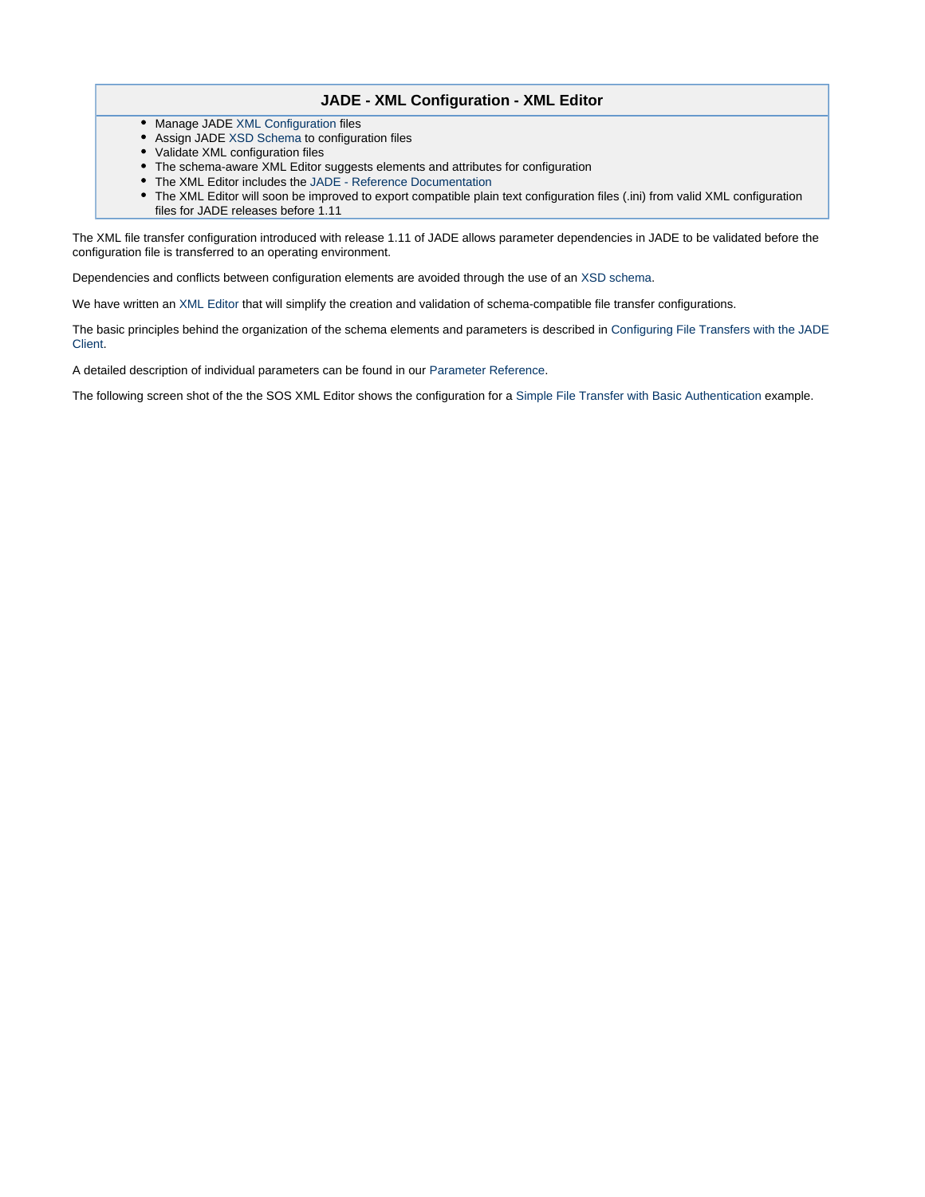## JADE - XML Configuration - XML Editor

- Manage JADE XML Configuration files
- Assign JADE XSD Schema to configuration files
- Validate XML configuration files
- The schema-aware XML Editor suggests elements and attributes for configuration
- The XML Editor includes the JADE - Reference Documentation
- The XML Editor will soon be improved to export compatible plain text configuration files (.ini) from valid XML configuration files for JADE releases before 1.11

The XML file transfer configuration introduced with release 1.11 of JADE allows parameter dependencies in JADE to be validated before the configuration file is transferred to an operating environment.

Dependencies and conflicts between configuration elements are avoided through the use of an XSD schema.

We have written an XML Editor that will simplify the creation and validation of schema-compatible file transfer configurations.

The basic principles behind the organization of the schema elements and parameters is described in Configuring File Transfers with the JADE Client.

A detailed description of individual parameters can be found in our Parameter Reference.

The following screen shot of the the SOS XML Editor shows the configuration for a Simple File Transfer with Basic Authentication example.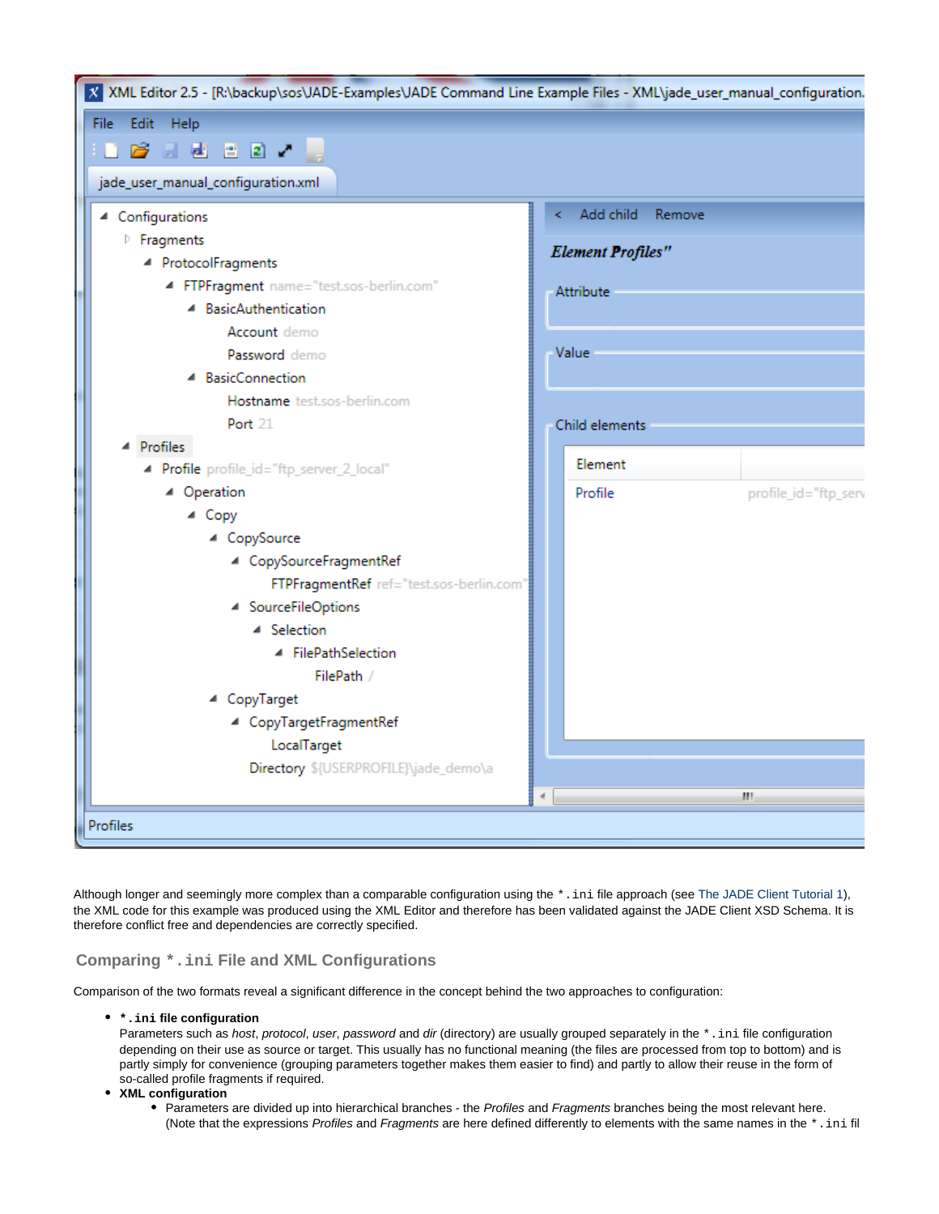Although longer and seemingly more complex than a comparable configuration using the `*.ini` file approach (see The JADE Client Tutorial 1), the XML code for this example was produced using the XML Editor and therefore has been validated against the JADE Client XSD Schema. It is therefore conflict free and dependencies are correctly specified.

## Comparing `*.ini` File and XML Configurations

Comparison of the two formats reveal a significant difference in the concept behind the two approaches to configuration:

- **`*.ini` file configuration**
  Parameters such as *host*, *protocol*, *user*, *password* and *dir* (directory) are usually grouped separately in the `*.ini` file configuration depending on their use as source or target. This usually has no functional meaning (the files are processed from top to bottom) and is partly simply for convenience (grouping parameters together makes them easier to find) and partly to allow their reuse in the form of so-called profile fragments if required.
- **XML configuration**
  - Parameters are divided up into hierarchical branches - the *Profiles* and *Fragments* branches being the most relevant here. (Note that the expressions *Profiles* and *Fragments* are here defined differently to elements with the same names in the `*.ini` fil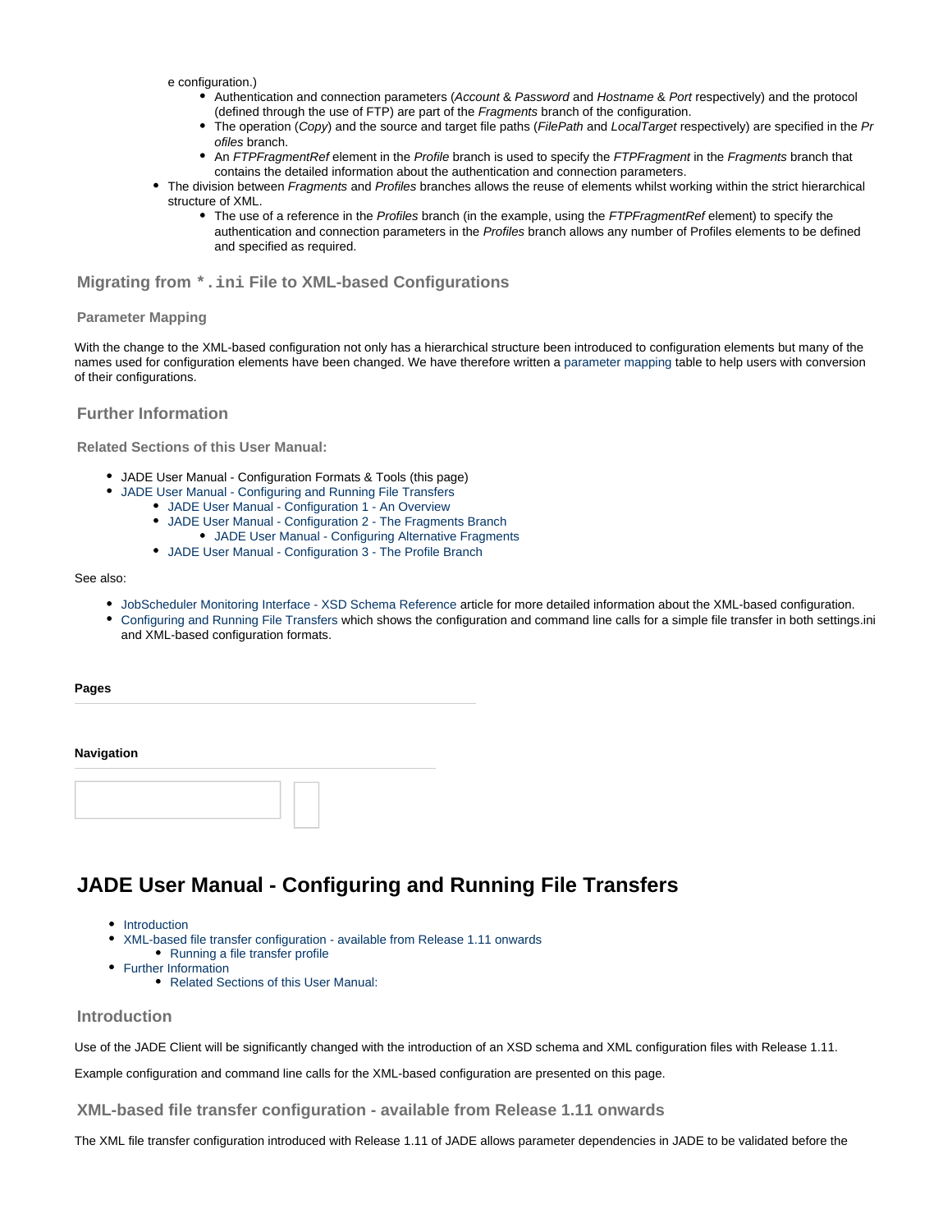e configuration.)
    - Authentication and connection parameters (*Account* & *Password* and *Hostname* & *Port* respectively) and the protocol (defined through the use of FTP) are part of the *Fragments* branch of the configuration.
    - The operation (*Copy*) and the source and target file paths (*FilePath* and *LocalTarget* respectively) are specified in the *Profiles* branch.
    - An *FTPFragmentRef* element in the *Profile* branch is used to specify the *FTPFragment* in the *Fragments* branch that contains the detailed information about the authentication and connection parameters.
- The division between *Fragments* and *Profiles* branches allows the reuse of elements whilst working within the strict hierarchical structure of XML.
    - The use of a reference in the *Profiles* branch (in the example, using the *FTPFragmentRef* element) to specify the authentication and connection parameters in the *Profiles* branch allows any number of Profiles elements to be defined and specified as required.

## Migrating from `*.ini` File to XML-based Configurations

### Parameter Mapping

With the change to the XML-based configuration not only has a hierarchical structure been introduced to configuration elements but many of the names used for configuration elements have been changed. We have therefore written a parameter mapping table to help users with conversion of their configurations.

## Further Information

### Related Sections of this User Manual:

- JADE User Manual - Configuration Formats & Tools (this page)
- JADE User Manual - Configuring and Running File Transfers
    - JADE User Manual - Configuration 1 - An Overview
    - JADE User Manual - Configuration 2 - The Fragments Branch
        - JADE User Manual - Configuring Alternative Fragments
    - JADE User Manual - Configuration 3 - The Profile Branch

See also:

- JobScheduler Monitoring Interface - XSD Schema Reference article for more detailed information about the XML-based configuration.
- Configuring and Running File Transfers which shows the configuration and command line calls for a simple file transfer in both settings.ini and XML-based configuration formats.

**Pages**

**Navigation**

# JADE User Manual - Configuring and Running File Transfers

- Introduction
- XML-based file transfer configuration - available from Release 1.11 onwards
    - Running a file transfer profile
- Further Information
    - Related Sections of this User Manual:

## Introduction

Use of the JADE Client will be significantly changed with the introduction of an XSD schema and XML configuration files with Release 1.11.

Example configuration and command line calls for the XML-based configuration are presented on this page.

## XML-based file transfer configuration - available from Release 1.11 onwards

The XML file transfer configuration introduced with Release 1.11 of JADE allows parameter dependencies in JADE to be validated before the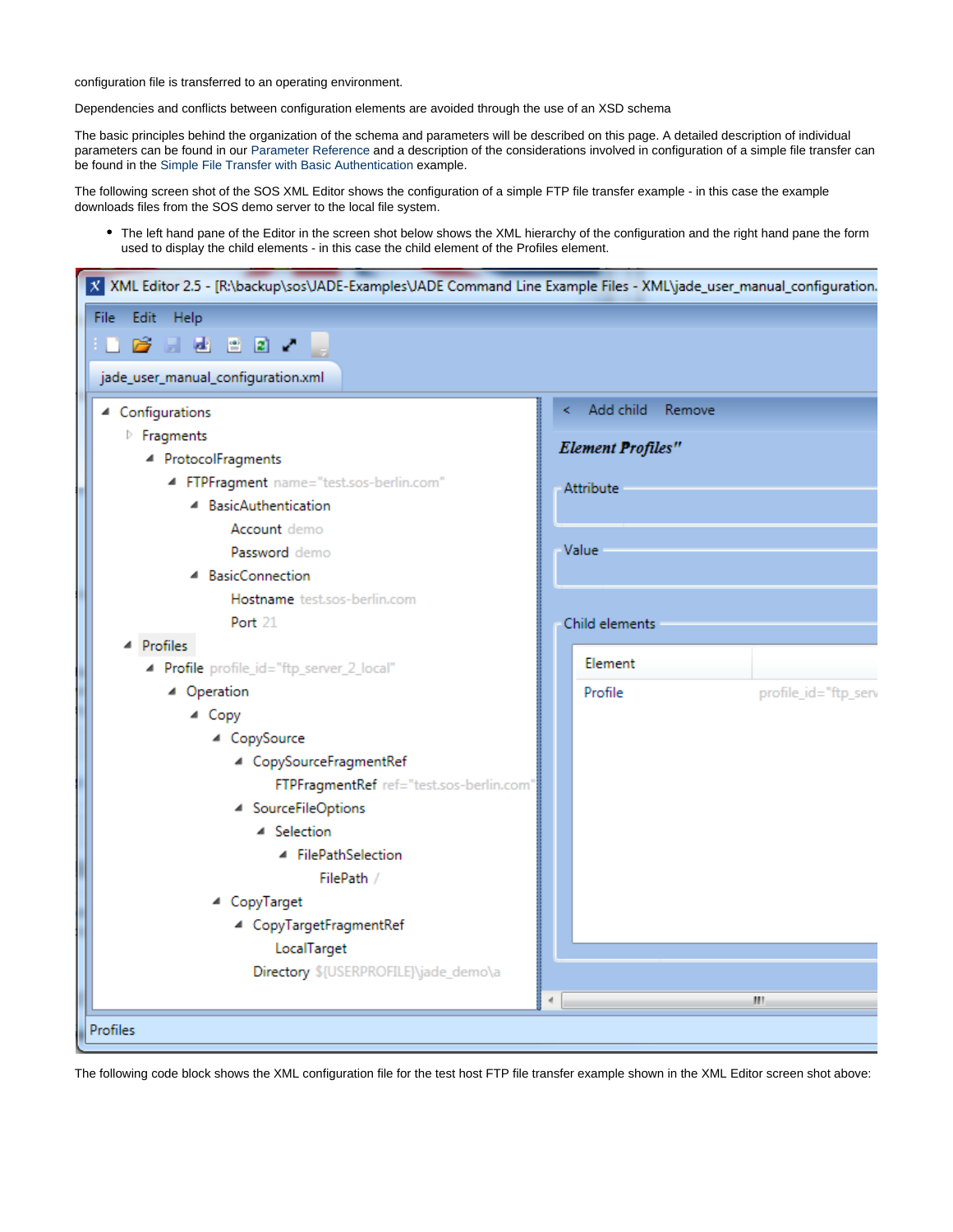configuration file is transferred to an operating environment.

Dependencies and conflicts between configuration elements are avoided through the use of an XSD schema

The basic principles behind the organization of the schema and parameters will be described on this page. A detailed description of individual parameters can be found in our Parameter Reference and a description of the considerations involved in configuration of a simple file transfer can be found in the Simple File Transfer with Basic Authentication example.

The following screen shot of the SOS XML Editor shows the configuration of a simple FTP file transfer example - in this case the example downloads files from the SOS demo server to the local file system.

- The left hand pane of the Editor in the screen shot below shows the XML hierarchy of the configuration and the right hand pane the form used to display the child elements - in this case the child element of the Profiles element.

The following code block shows the XML configuration file for the test host FTP file transfer example shown in the XML Editor screen shot above: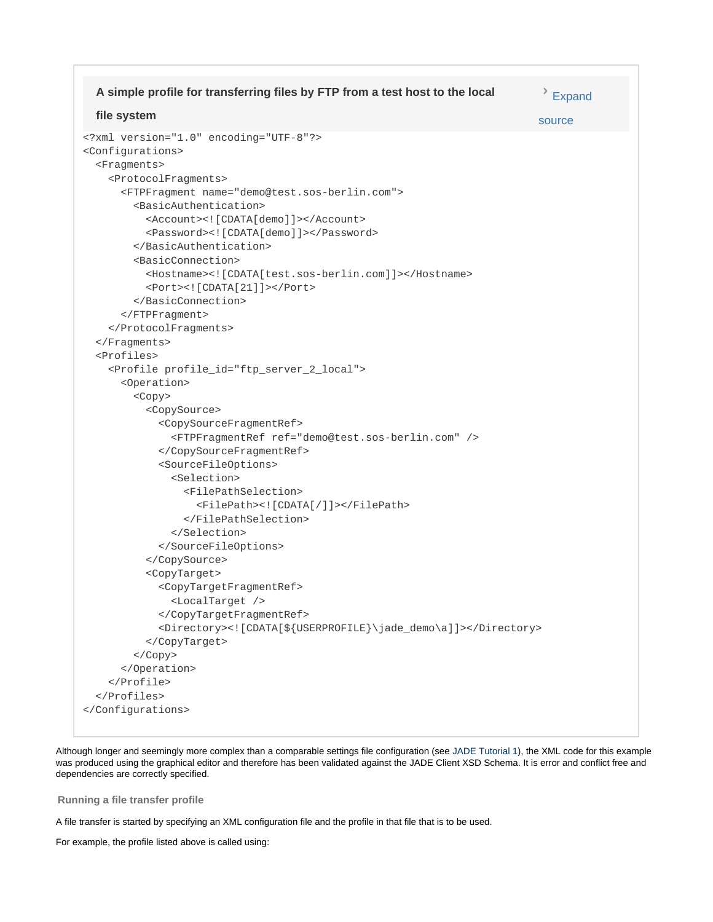**A simple profile for transferring files by FTP from a test host to the local file system**

Expand source

```
<?xml version="1.0" encoding="UTF-8"?>
<Configurations>
  <Fragments>
    <ProtocolFragments>
      <FTPFragment name="demo@test.sos-berlin.com">
        <BasicAuthentication>
          <Account><![CDATA[demo]]></Account>
          <Password><![CDATA[demo]]></Password>
        </BasicAuthentication>
        <BasicConnection>
          <Hostname><![CDATA[test.sos-berlin.com]]></Hostname>
          <Port><![CDATA[21]]></Port>
        </BasicConnection>
      </FTPFragment>
    </ProtocolFragments>
  </Fragments>
  <Profiles>
    <Profile profile_id="ftp_server_2_local">
      <Operation>
        <Copy>
          <CopySource>
            <CopySourceFragmentRef>
              <FTPFragmentRef ref="demo@test.sos-berlin.com" />
            </CopySourceFragmentRef>
            <SourceFileOptions>
              <Selection>
                <FilePathSelection>
                  <FilePath><![CDATA[/]]></FilePath>
                </FilePathSelection>
              </Selection>
            </SourceFileOptions>
          </CopySource>
          <CopyTarget>
            <CopyTargetFragmentRef>
              <LocalTarget />
            </CopyTargetFragmentRef>
            <Directory><![CDATA[${USERPROFILE}\jade_demo\a]]></Directory>
          </CopyTarget>
        </Copy>
      </Operation>
    </Profile>
  </Profiles>
</Configurations>
```

Although longer and seemingly more complex than a comparable settings file configuration (see JADE Tutorial 1), the XML code for this example was produced using the graphical editor and therefore has been validated against the JADE Client XSD Schema. It is error and conflict free and dependencies are correctly specified.

### Running a file transfer profile

A file transfer is started by specifying an XML configuration file and the profile in that file that is to be used.

For example, the profile listed above is called using: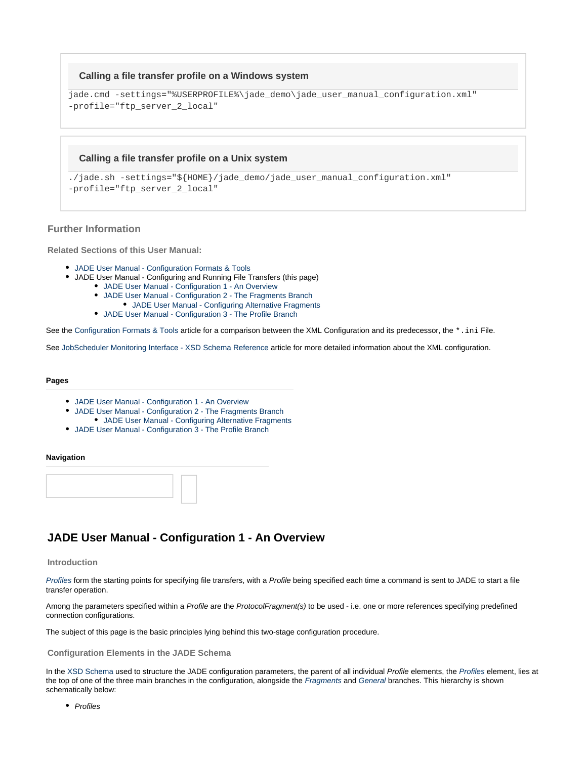**Calling a file transfer profile on a Windows system**

```
jade.cmd -settings="%USERPROFILE%\jade_demo\jade_user_manual_configuration.xml"
-profile="ftp_server_2_local"
```

**Calling a file transfer profile on a Unix system**

```
./jade.sh -settings="${HOME}/jade_demo/jade_user_manual_configuration.xml"
-profile="ftp_server_2_local"
```

### Further Information

#### Related Sections of this User Manual:

- JADE User Manual - Configuration Formats & Tools
- JADE User Manual - Configuring and Running File Transfers (this page)
  - JADE User Manual - Configuration 1 - An Overview
  - JADE User Manual - Configuration 2 - The Fragments Branch
    - JADE User Manual - Configuring Alternative Fragments
  - JADE User Manual - Configuration 3 - The Profile Branch

See the Configuration Formats & Tools article for a comparison between the XML Configuration and its predecessor, the `*.ini` File.

See JobScheduler Monitoring Interface - XSD Schema Reference article for more detailed information about the XML configuration.

**Pages**

- JADE User Manual - Configuration 1 - An Overview
- JADE User Manual - Configuration 2 - The Fragments Branch
  - JADE User Manual - Configuring Alternative Fragments
- JADE User Manual - Configuration 3 - The Profile Branch

**Navigation**

## JADE User Manual - Configuration 1 - An Overview

### Introduction

*Profiles* form the starting points for specifying file transfers, with a *Profile* being specified each time a command is sent to JADE to start a file transfer operation.

Among the parameters specified within a *Profile* are the *ProtocolFragment(s)* to be used - i.e. one or more references specifying predefined connection configurations.

The subject of this page is the basic principles lying behind this two-stage configuration procedure.

### Configuration Elements in the JADE Schema

In the XSD Schema used to structure the JADE configuration parameters, the parent of all individual *Profile* elements, the *Profiles* element, lies at the top of one of the three main branches in the configuration, alongside the *Fragments* and *General* branches. This hierarchy is shown schematically below:

- *Profiles*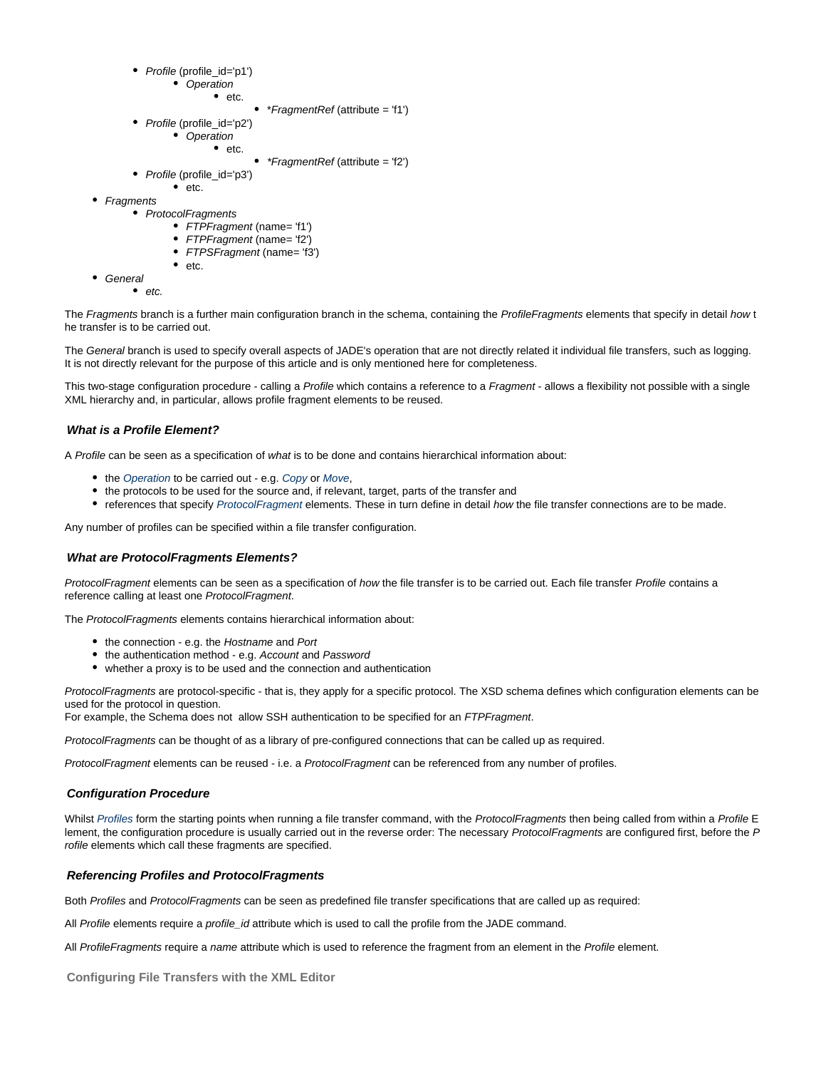- *Profile* (profile_id='p1')
    - *Operation*
        - etc.
            - **FragmentRef* (attribute = 'f1')
- *Profile* (profile_id='p2')
    - *Operation*
        - etc.
            - **FragmentRef* (attribute = 'f2')
- *Profile* (profile_id='p3')
    - etc.

- *Fragments*
    - *ProtocolFragments*
        - *FTPFragment* (name= 'f1')
        - *FTPFragment* (name= 'f2')
        - *FTPSFragment* (name= 'f3')
        - etc.
- *General*
    - *etc.*

The *Fragments* branch is a further main configuration branch in the schema, containing the *ProfileFragments* elements that specify in detail *how* the transfer is to be carried out.

The *General* branch is used to specify overall aspects of JADE's operation that are not directly related it individual file transfers, such as logging. It is not directly relevant for the purpose of this article and is only mentioned here for completeness.

This two-stage configuration procedure - calling a *Profile* which contains a reference to a *Fragment* - allows a flexibility not possible with a single XML hierarchy and, in particular, allows profile fragment elements to be reused.

### What is a Profile Element?

A *Profile* can be seen as a specification of *what* is to be done and contains hierarchical information about:

- the *Operation* to be carried out - e.g. *Copy* or *Move*,
- the protocols to be used for the source and, if relevant, target, parts of the transfer and
- references that specify *ProtocolFragment* elements. These in turn define in detail *how* the file transfer connections are to be made.

Any number of profiles can be specified within a file transfer configuration.

### What are ProtocolFragments Elements?

*ProtocolFragment* elements can be seen as a specification of *how* the file transfer is to be carried out. Each file transfer *Profile* contains a reference calling at least one *ProtocolFragment*.

The *ProtocolFragments* elements contains hierarchical information about:

- the connection - e.g. the *Hostname* and *Port*
- the authentication method - e.g. *Account* and *Password*
- whether a proxy is to be used and the connection and authentication

*ProtocolFragments* are protocol-specific - that is, they apply for a specific protocol. The XSD schema defines which configuration elements can be used for the protocol in question.
For example, the Schema does not allow SSH authentication to be specified for an *FTPFragment*.

*ProtocolFragments* can be thought of as a library of pre-configured connections that can be called up as required.

*ProtocolFragment* elements can be reused - i.e. a *ProtocolFragment* can be referenced from any number of profiles.

### Configuration Procedure

Whilst *Profiles* form the starting points when running a file transfer command, with the *ProtocolFragments* then being called from within a *Profile* Element, the configuration procedure is usually carried out in the reverse order: The necessary *ProtocolFragments* are configured first, before the *Profile* elements which call these fragments are specified.

### Referencing Profiles and ProtocolFragments

Both *Profiles* and *ProtocolFragments* can be seen as predefined file transfer specifications that are called up as required:

All *Profile* elements require a *profile_id* attribute which is used to call the profile from the JADE command.

All *ProfileFragments* require a *name* attribute which is used to reference the fragment from an element in the *Profile* element.

### Configuring File Transfers with the XML Editor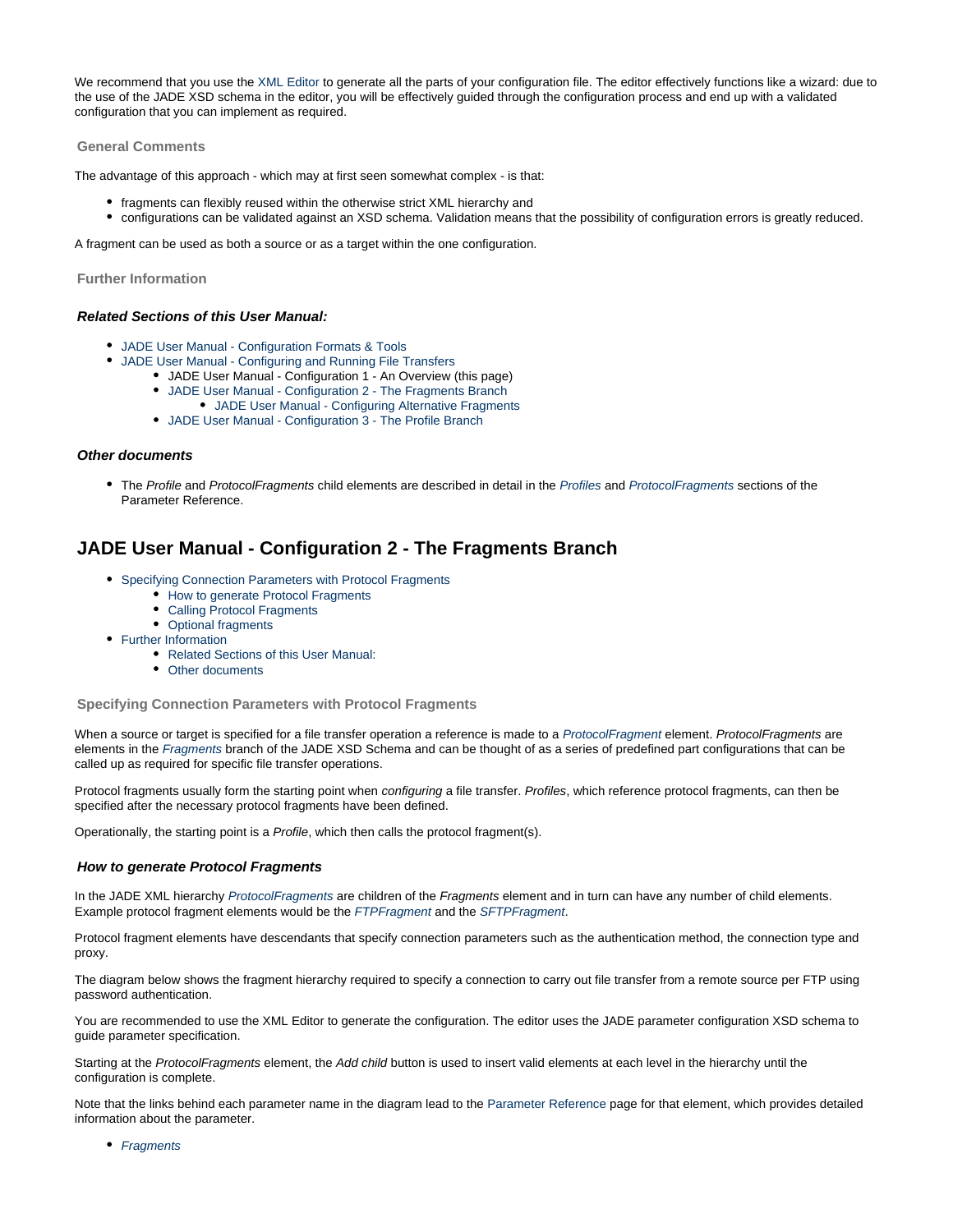We recommend that you use the XML Editor to generate all the parts of your configuration file. The editor effectively functions like a wizard: due to the use of the JADE XSD schema in the editor, you will be effectively guided through the configuration process and end up with a validated configuration that you can implement as required.

### General Comments

The advantage of this approach - which may at first seen somewhat complex - is that:

- fragments can flexibly reused within the otherwise strict XML hierarchy and
- configurations can be validated against an XSD schema. Validation means that the possibility of configuration errors is greatly reduced.

A fragment can be used as both a source or as a target within the one configuration.

### Further Information

#### *Related Sections of this User Manual:*

- JADE User Manual - Configuration Formats & Tools
- JADE User Manual - Configuring and Running File Transfers
  - JADE User Manual - Configuration 1 - An Overview (this page)
  - JADE User Manual - Configuration 2 - The Fragments Branch
    - JADE User Manual - Configuring Alternative Fragments
  - JADE User Manual - Configuration 3 - The Profile Branch

#### *Other documents*

- The *Profile* and *ProtocolFragments* child elements are described in detail in the *Profiles* and *ProtocolFragments* sections of the Parameter Reference.

## JADE User Manual - Configuration 2 - The Fragments Branch

- Specifying Connection Parameters with Protocol Fragments
  - How to generate Protocol Fragments
  - Calling Protocol Fragments
  - Optional fragments
- Further Information
  - Related Sections of this User Manual:
  - Other documents

### Specifying Connection Parameters with Protocol Fragments

When a source or target is specified for a file transfer operation a reference is made to a *ProtocolFragment* element. *ProtocolFragments* are elements in the *Fragments* branch of the JADE XSD Schema and can be thought of as a series of predefined part configurations that can be called up as required for specific file transfer operations.

Protocol fragments usually form the starting point when *configuring* a file transfer. *Profiles*, which reference protocol fragments, can then be specified after the necessary protocol fragments have been defined.

Operationally, the starting point is a *Profile*, which then calls the protocol fragment(s).

#### *How to generate Protocol Fragments*

In the JADE XML hierarchy *ProtocolFragments* are children of the *Fragments* element and in turn can have any number of child elements. Example protocol fragment elements would be the *FTPFragment* and the *SFTPFragment*.

Protocol fragment elements have descendants that specify connection parameters such as the authentication method, the connection type and proxy.

The diagram below shows the fragment hierarchy required to specify a connection to carry out file transfer from a remote source per FTP using password authentication.

You are recommended to use the XML Editor to generate the configuration. The editor uses the JADE parameter configuration XSD schema to guide parameter specification.

Starting at the *ProtocolFragments* element, the *Add child* button is used to insert valid elements at each level in the hierarchy until the configuration is complete.

Note that the links behind each parameter name in the diagram lead to the Parameter Reference page for that element, which provides detailed information about the parameter.

- *Fragments*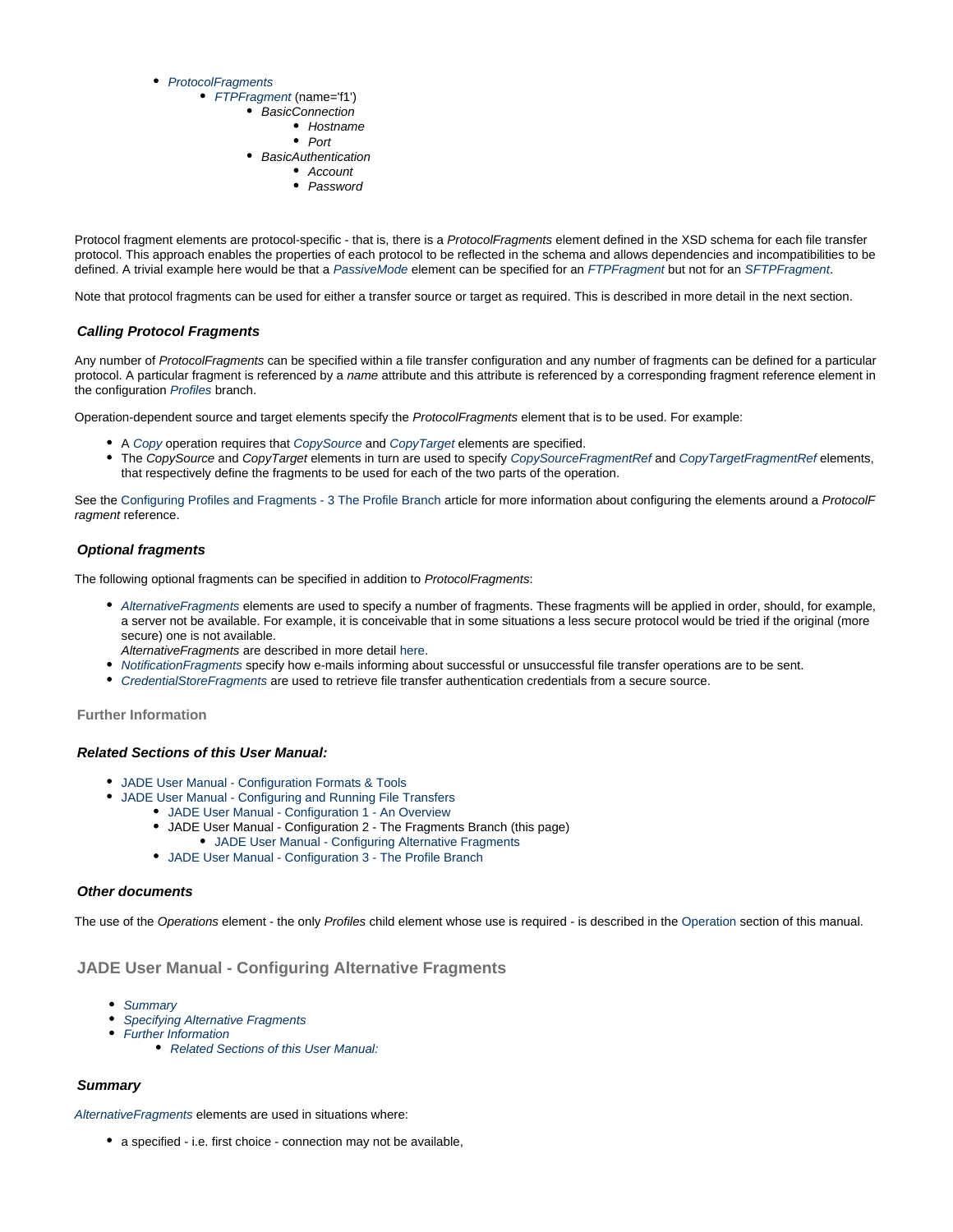- *ProtocolFragments*
    - *FTPFragment* (name='f1')
        - *BasicConnection*
            - *Hostname*
            - *Port*
        - *BasicAuthentication*
            - *Account*
            - *Password*

Protocol fragment elements are protocol-specific - that is, there is a *ProtocolFragments* element defined in the XSD schema for each file transfer protocol. This approach enables the properties of each protocol to be reflected in the schema and allows dependencies and incompatibilities to be defined. A trivial example here would be that a *PassiveMode* element can be specified for an *FTPFragment* but not for an *SFTPFragment*.

Note that protocol fragments can be used for either a transfer source or target as required. This is described in more detail in the next section.

### *Calling Protocol Fragments*

Any number of *ProtocolFragments* can be specified within a file transfer configuration and any number of fragments can be defined for a particular protocol. A particular fragment is referenced by a *name* attribute and this attribute is referenced by a corresponding fragment reference element in the configuration *Profiles* branch.

Operation-dependent source and target elements specify the *ProtocolFragments* element that is to be used. For example:

- A *Copy* operation requires that *CopySource* and *CopyTarget* elements are specified.
- The *CopySource* and *CopyTarget* elements in turn are used to specify *CopySourceFragmentRef* and *CopyTargetFragmentRef* elements, that respectively define the fragments to be used for each of the two parts of the operation.

See the Configuring Profiles and Fragments - 3 The Profile Branch article for more information about configuring the elements around a *ProtocolFragment* reference.

### *Optional fragments*

The following optional fragments can be specified in addition to *ProtocolFragments*:

- *AlternativeFragments* elements are used to specify a number of fragments. These fragments will be applied in order, should, for example, a server not be available. For example, it is conceivable that in some situations a less secure protocol would be tried if the original (more secure) one is not available.
  *AlternativeFragments* are described in more detail here.
- *NotificationFragments* specify how e-mails informing about successful or unsuccessful file transfer operations are to be sent.
- *CredentialStoreFragments* are used to retrieve file transfer authentication credentials from a secure source.

## Further Information

### *Related Sections of this User Manual:*

- JADE User Manual - Configuration Formats & Tools
- JADE User Manual - Configuring and Running File Transfers
    - JADE User Manual - Configuration 1 - An Overview
    - JADE User Manual - Configuration 2 - The Fragments Branch (this page)
        - JADE User Manual - Configuring Alternative Fragments
    - JADE User Manual - Configuration 3 - The Profile Branch

### *Other documents*

The use of the *Operations* element - the only *Profiles* child element whose use is required - is described in the Operation section of this manual.

## JADE User Manual - Configuring Alternative Fragments

- *Summary*
- *Specifying Alternative Fragments*
- *Further Information*
    - *Related Sections of this User Manual:*

### *Summary*

*AlternativeFragments* elements are used in situations where:

- a specified - i.e. first choice - connection may not be available,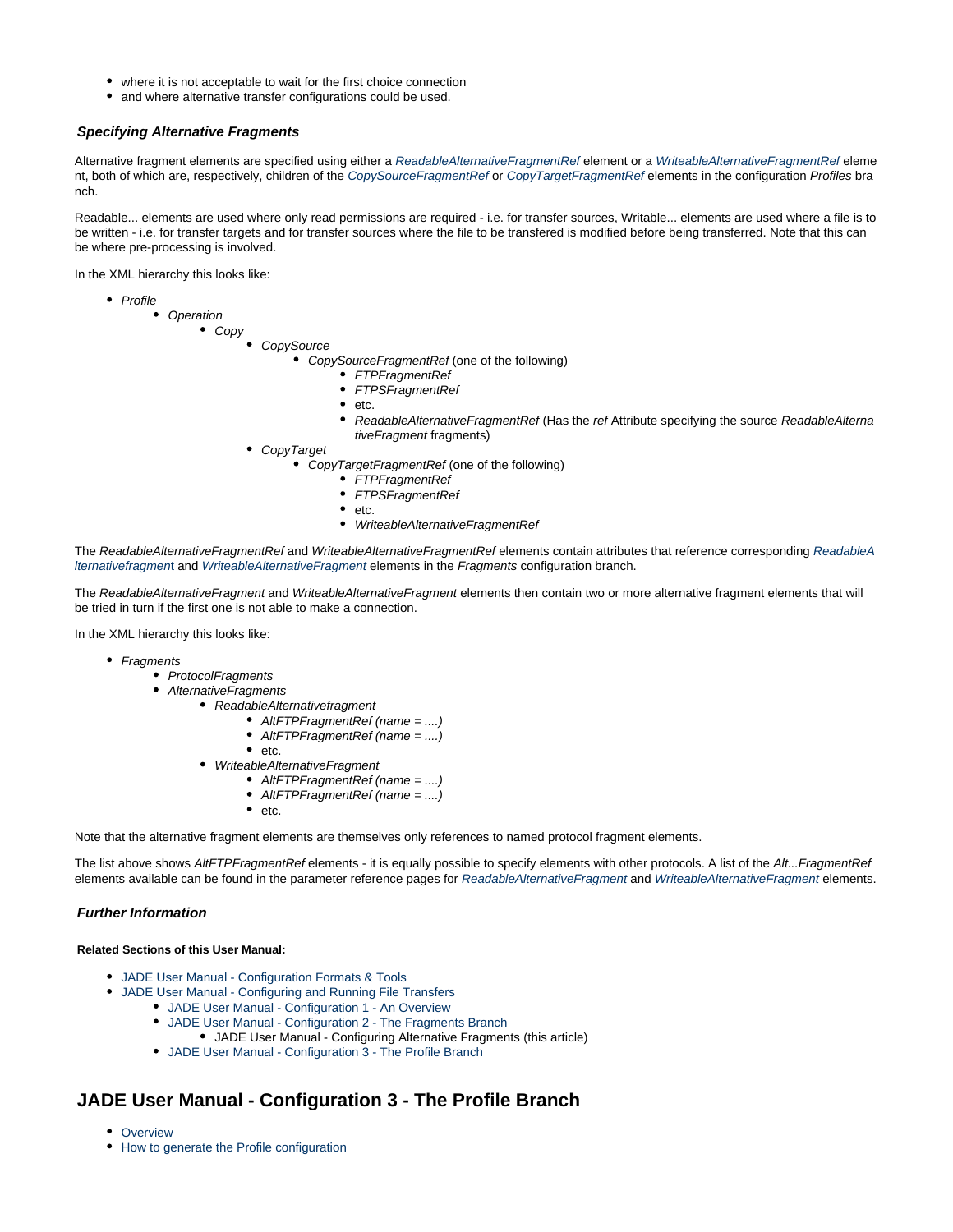- where it is not acceptable to wait for the first choice connection
- and where alternative transfer configurations could be used.

### *Specifying Alternative Fragments*

Alternative fragment elements are specified using either a *ReadableAlternativeFragmentRef* element or a *WriteableAlternativeFragmentRef* element, both of which are, respectively, children of the *CopySourceFragmentRef* or *CopyTargetFragmentRef* elements in the configuration *Profiles* branch.

Readable... elements are used where only read permissions are required - i.e. for transfer sources, Writable... elements are used where a file is to be written - i.e. for transfer targets and for transfer sources where the file to be transfered is modified before being transferred. Note that this can be where pre-processing is involved.

In the XML hierarchy this looks like:

- *Profile*
  - *Operation*
    - *Copy*
      - *CopySource*
        - *CopySourceFragmentRef* (one of the following)
          - *FTPFragmentRef*
          - *FTPSFragmentRef*
          - etc.
          - *ReadableAlternativeFragmentRef* (Has the *ref* Attribute specifying the source *ReadableAlternativeFragment* fragments)
      - *CopyTarget*
        - *CopyTargetFragmentRef* (one of the following)
          - *FTPFragmentRef*
          - *FTPSFragmentRef*
          - etc.
          - *WriteableAlternativeFragmentRef*

The *ReadableAlternativeFragmentRef* and *WriteableAlternativeFragmentRef* elements contain attributes that reference corresponding *ReadableAlternativefragment* and *WriteableAlternativeFragment* elements in the *Fragments* configuration branch.

The *ReadableAlternativeFragment* and *WriteableAlternativeFragment* elements then contain two or more alternative fragment elements that will be tried in turn if the first one is not able to make a connection.

In the XML hierarchy this looks like:

- *Fragments*
  - *ProtocolFragments*
  - *AlternativeFragments*
    - *ReadableAlternativefragment*
      - *AltFTPFragmentRef (name = ....)*
      - *AltFTPFragmentRef (name = ....)*
      - etc.
    - *WriteableAlternativeFragment*
      - *AltFTPFragmentRef (name = ....)*
      - *AltFTPFragmentRef (name = ....)*
      - etc.

Note that the alternative fragment elements are themselves only references to named protocol fragment elements.

The list above shows *AltFTPFragmentRef* elements - it is equally possible to specify elements with other protocols. A list of the *Alt...FragmentRef* elements available can be found in the parameter reference pages for *ReadableAlternativeFragment* and *WriteableAlternativeFragment* elements.

### *Further Information*

**Related Sections of this User Manual:**

- JADE User Manual - Configuration Formats & Tools
- JADE User Manual - Configuring and Running File Transfers
  - JADE User Manual - Configuration 1 - An Overview
  - JADE User Manual - Configuration 2 - The Fragments Branch
    - JADE User Manual - Configuring Alternative Fragments (this article)
  - JADE User Manual - Configuration 3 - The Profile Branch

## JADE User Manual - Configuration 3 - The Profile Branch

- Overview
- How to generate the Profile configuration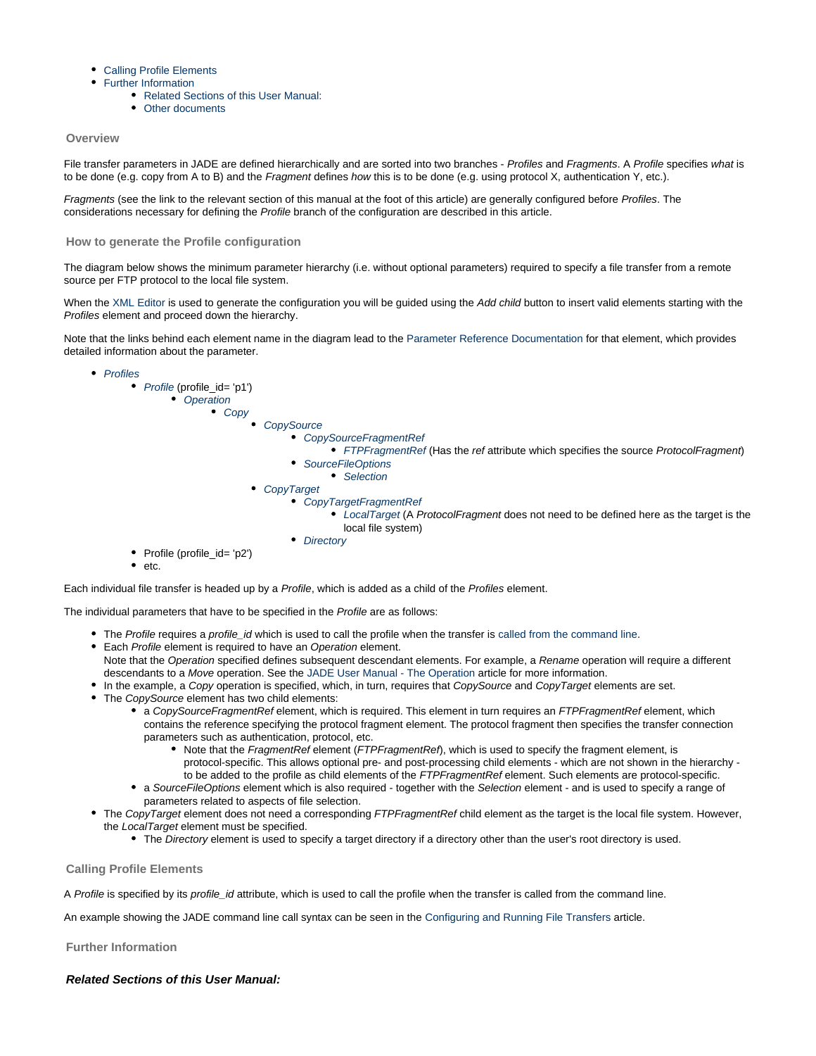- Calling Profile Elements
- Further Information
    - Related Sections of this User Manual:
    - Other documents

## Overview

File transfer parameters in JADE are defined hierarchically and are sorted into two branches - *Profiles* and *Fragments*. A *Profile* specifies *what* is to be done (e.g. copy from A to B) and the *Fragment* defines *how* this is to be done (e.g. using protocol X, authentication Y, etc.).

*Fragments* (see the link to the relevant section of this manual at the foot of this article) are generally configured before *Profiles*. The considerations necessary for defining the *Profile* branch of the configuration are described in this article.

## How to generate the Profile configuration

The diagram below shows the minimum parameter hierarchy (i.e. without optional parameters) required to specify a file transfer from a remote source per FTP protocol to the local file system.

When the XML Editor is used to generate the configuration you will be guided using the *Add child* button to insert valid elements starting with the *Profiles* element and proceed down the hierarchy.

Note that the links behind each element name in the diagram lead to the Parameter Reference Documentation for that element, which provides detailed information about the parameter.

- *Profiles*
    - *Profile* (profile_id= 'p1')
        - *Operation*
            - *Copy*
                - *CopySource*
                    - *CopySourceFragmentRef*
                        - *FTPFragmentRef* (Has the *ref* attribute which specifies the source *ProtocolFragment*)
                    - *SourceFileOptions*
                        - *Selection*
                - *CopyTarget*
                    - *CopyTargetFragmentRef*
                        - *LocalTarget* (A *ProtocolFragment* does not need to be defined here as the target is the local file system)
                    - *Directory*
    - Profile (profile_id= 'p2')
    - etc.

Each individual file transfer is headed up by a *Profile*, which is added as a child of the *Profiles* element.

The individual parameters that have to be specified in the *Profile* are as follows:

- The *Profile* requires a *profile_id* which is used to call the profile when the transfer is called from the command line.
- Each *Profile* element is required to have an *Operation* element.
  Note that the *Operation* specified defines subsequent descendant elements. For example, a *Rename* operation will require a different descendants to a *Move* operation. See the JADE User Manual - The Operation article for more information.
- In the example, a *Copy* operation is specified, which, in turn, requires that *CopySource* and *CopyTarget* elements are set.
- The *CopySource* element has two child elements:
    - a *CopySourceFragmentRef* element, which is required. This element in turn requires an *FTPFragmentRef* element, which contains the reference specifying the protocol fragment element. The protocol fragment then specifies the transfer connection parameters such as authentication, protocol, etc.
        - Note that the *FragmentRef* element (*FTPFragmentRef*), which is used to specify the fragment element, is protocol-specific. This allows optional pre- and post-processing child elements - which are not shown in the hierarchy - to be added to the profile as child elements of the *FTPFragmentRef* element. Such elements are protocol-specific.
    - a *SourceFileOptions* element which is also required - together with the *Selection* element - and is used to specify a range of parameters related to aspects of file selection.
- The *CopyTarget* element does not need a corresponding *FTPFragmentRef* child element as the target is the local file system. However, the *LocalTarget* element must be specified.
    - The *Directory* element is used to specify a target directory if a directory other than the user's root directory is used.

## Calling Profile Elements

A *Profile* is specified by its *profile_id* attribute, which is used to call the profile when the transfer is called from the command line.

An example showing the JADE command line call syntax can be seen in the Configuring and Running File Transfers article.

## Further Information

### ***Related Sections of this User Manual:***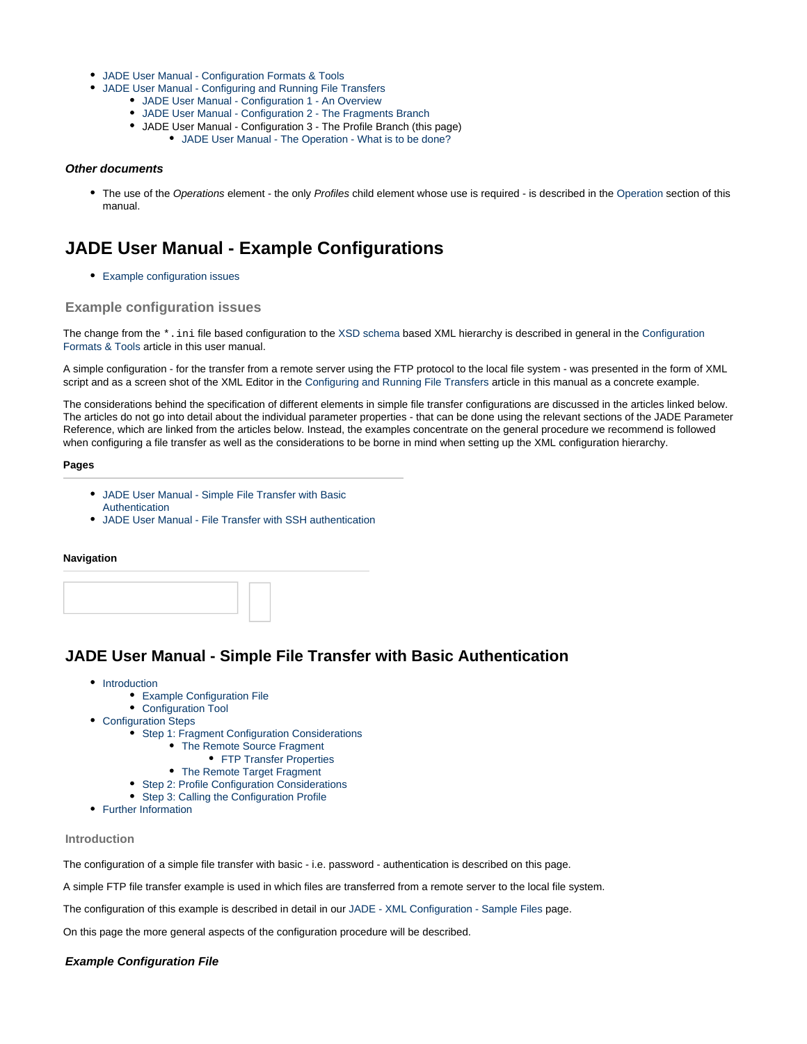- JADE User Manual - Configuration Formats & Tools
- JADE User Manual - Configuring and Running File Transfers
    - JADE User Manual - Configuration 1 - An Overview
    - JADE User Manual - Configuration 2 - The Fragments Branch
    - JADE User Manual - Configuration 3 - The Profile Branch (this page)
        - JADE User Manual - The Operation - What is to be done?

#### *Other documents*

- The use of the *Operations* element - the only *Profiles* child element whose use is required - is described in the Operation section of this manual.

# JADE User Manual - Example Configurations

- Example configuration issues

## Example configuration issues

The change from the `*.ini` file based configuration to the XSD schema based XML hierarchy is described in general in the Configuration Formats & Tools article in this user manual.

A simple configuration - for the transfer from a remote server using the FTP protocol to the local file system - was presented in the form of XML script and as a screen shot of the XML Editor in the Configuring and Running File Transfers article in this manual as a concrete example.

The considerations behind the specification of different elements in simple file transfer configurations are discussed in the articles linked below. The articles do not go into detail about the individual parameter properties - that can be done using the relevant sections of the JADE Parameter Reference, which are linked from the articles below. Instead, the examples concentrate on the general procedure we recommend is followed when configuring a file transfer as well as the considerations to be borne in mind when setting up the XML configuration hierarchy.

**Pages**

- JADE User Manual - Simple File Transfer with Basic Authentication
- JADE User Manual - File Transfer with SSH authentication

**Navigation**

# JADE User Manual - Simple File Transfer with Basic Authentication

- Introduction
    - Example Configuration File
    - Configuration Tool
- Configuration Steps
    - Step 1: Fragment Configuration Considerations
        - The Remote Source Fragment
            - FTP Transfer Properties
        - The Remote Target Fragment
    - Step 2: Profile Configuration Considerations
    - Step 3: Calling the Configuration Profile
- Further Information

## Introduction

The configuration of a simple file transfer with basic - i.e. password - authentication is described on this page.

A simple FTP file transfer example is used in which files are transferred from a remote server to the local file system.

The configuration of this example is described in detail in our JADE - XML Configuration - Sample Files page.

On this page the more general aspects of the configuration procedure will be described.

#### *Example Configuration File*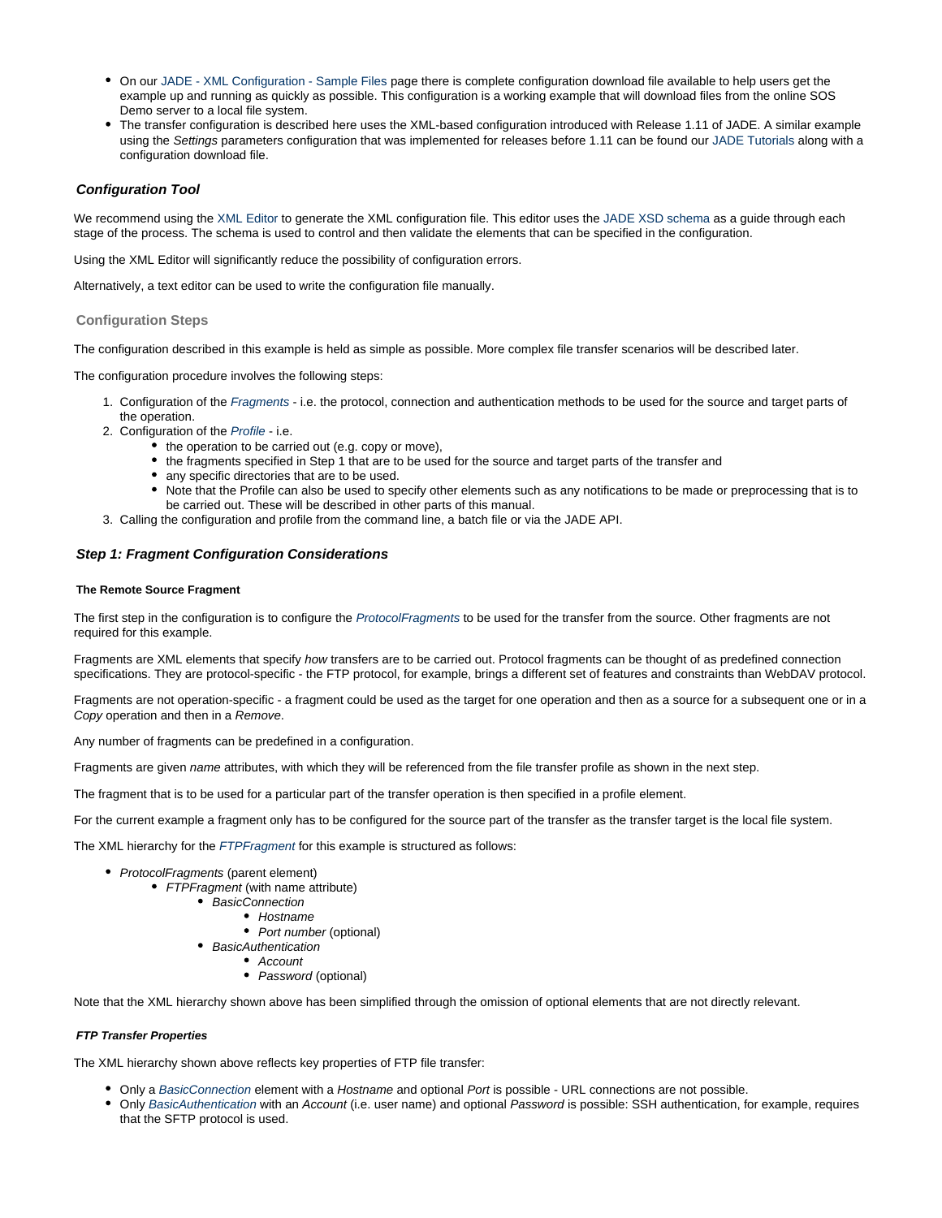- On our JADE - XML Configuration - Sample Files page there is complete configuration download file available to help users get the example up and running as quickly as possible. This configuration is a working example that will download files from the online SOS Demo server to a local file system.
- The transfer configuration is described here uses the XML-based configuration introduced with Release 1.11 of JADE. A similar example using the *Settings* parameters configuration that was implemented for releases before 1.11 can be found our JADE Tutorials along with a configuration download file.

### *Configuration Tool*

We recommend using the XML Editor to generate the XML configuration file. This editor uses the JADE XSD schema as a guide through each stage of the process. The schema is used to control and then validate the elements that can be specified in the configuration.

Using the XML Editor will significantly reduce the possibility of configuration errors.

Alternatively, a text editor can be used to write the configuration file manually.

### Configuration Steps

The configuration described in this example is held as simple as possible. More complex file transfer scenarios will be described later.

The configuration procedure involves the following steps:

1. Configuration of the *Fragments* - i.e. the protocol, connection and authentication methods to be used for the source and target parts of the operation.
2. Configuration of the *Profile* - i.e.
   - the operation to be carried out (e.g. copy or move),
   - the fragments specified in Step 1 that are to be used for the source and target parts of the transfer and
   - any specific directories that are to be used.
   - Note that the Profile can also be used to specify other elements such as any notifications to be made or preprocessing that is to be carried out. These will be described in other parts of this manual.
3. Calling the configuration and profile from the command line, a batch file or via the JADE API.

### *Step 1: Fragment Configuration Considerations*

#### The Remote Source Fragment

The first step in the configuration is to configure the *ProtocolFragments* to be used for the transfer from the source. Other fragments are not required for this example.

Fragments are XML elements that specify *how* transfers are to be carried out. Protocol fragments can be thought of as predefined connection specifications. They are protocol-specific - the FTP protocol, for example, brings a different set of features and constraints than WebDAV protocol.

Fragments are not operation-specific - a fragment could be used as the target for one operation and then as a source for a subsequent one or in a *Copy* operation and then in a *Remove*.

Any number of fragments can be predefined in a configuration.

Fragments are given *name* attributes, with which they will be referenced from the file transfer profile as shown in the next step.

The fragment that is to be used for a particular part of the transfer operation is then specified in a profile element.

For the current example a fragment only has to be configured for the source part of the transfer as the transfer target is the local file system.

The XML hierarchy for the *FTPFragment* for this example is structured as follows:

- *ProtocolFragments* (parent element)
  - *FTPFragment* (with name attribute)
    - *BasicConnection*
      - *Hostname*
      - *Port number* (optional)
    - *BasicAuthentication*
      - *Account*
      - *Password* (optional)

Note that the XML hierarchy shown above has been simplified through the omission of optional elements that are not directly relevant.

#### *FTP Transfer Properties*

The XML hierarchy shown above reflects key properties of FTP file transfer:

- Only a *BasicConnection* element with a *Hostname* and optional *Port* is possible - URL connections are not possible.
- Only *BasicAuthentication* with an *Account* (i.e. user name) and optional *Password* is possible: SSH authentication, for example, requires that the SFTP protocol is used.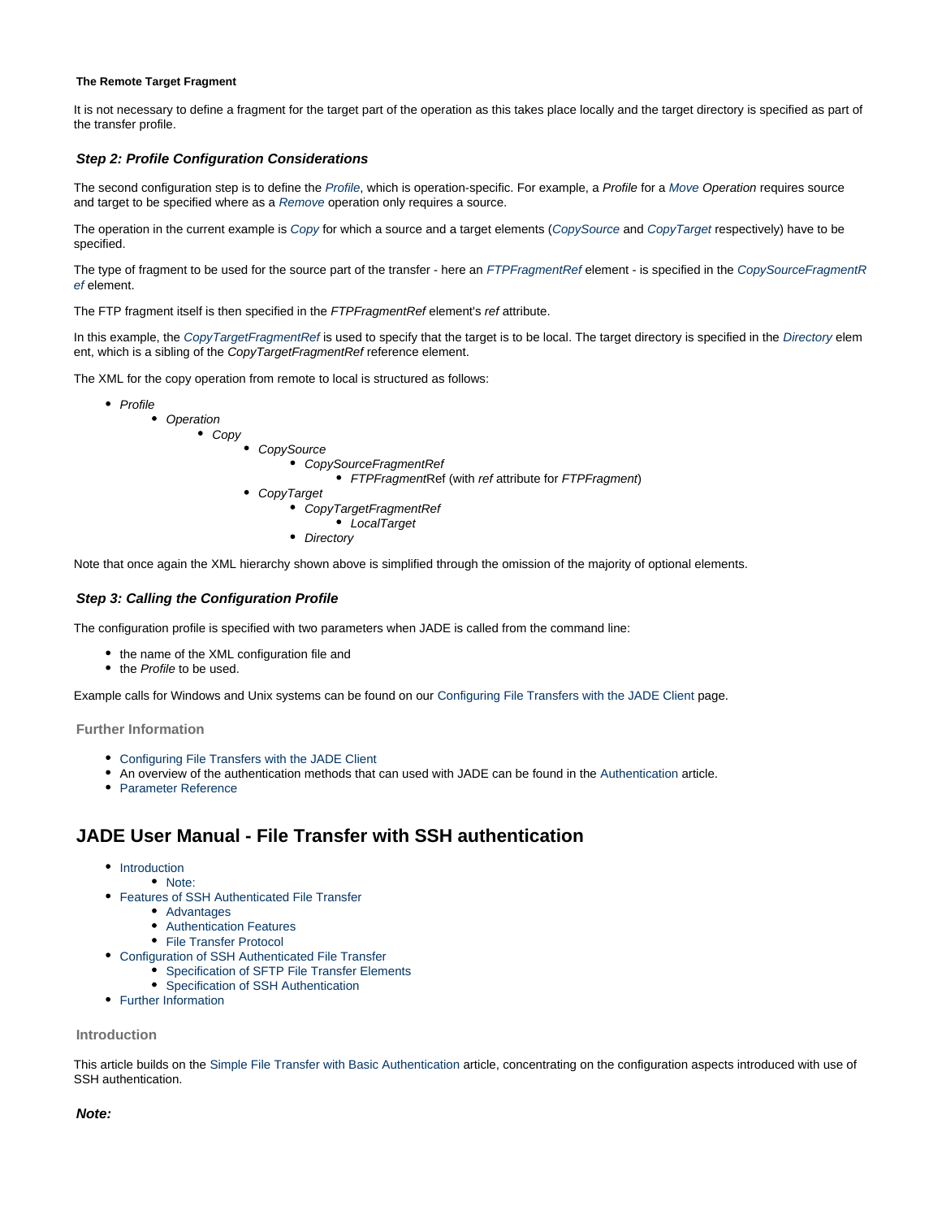##### The Remote Target Fragment

It is not necessary to define a fragment for the target part of the operation as this takes place locally and the target directory is specified as part of the transfer profile.

#### *Step 2: Profile Configuration Considerations*

The second configuration step is to define the *Profile*, which is operation-specific. For example, a *Profile* for a *Move Operation* requires source and target to be specified where as a *Remove* operation only requires a source.

The operation in the current example is *Copy* for which a source and a target elements (*CopySource* and *CopyTarget* respectively) have to be specified.

The type of fragment to be used for the source part of the transfer - here an *FTPFragmentRef* element - is specified in the *CopySourceFragmentRef* element.

The FTP fragment itself is then specified in the *FTPFragmentRef* element's *ref* attribute.

In this example, the *CopyTargetFragmentRef* is used to specify that the target is to be local. The target directory is specified in the *Directory* element, which is a sibling of the *CopyTargetFragmentRef* reference element.

The XML for the copy operation from remote to local is structured as follows:

- *Profile*
  - *Operation*
    - *Copy*
      - *CopySource*
        - *CopySourceFragmentRef*
          - *FTPFragment*Ref (with *ref* attribute for *FTPFragment*)
      - *CopyTarget*
        - *CopyTargetFragmentRef*
          - *LocalTarget*
        - *Directory*

Note that once again the XML hierarchy shown above is simplified through the omission of the majority of optional elements.

#### *Step 3: Calling the Configuration Profile*

The configuration profile is specified with two parameters when JADE is called from the command line:

- the name of the XML configuration file and
- the *Profile* to be used.

Example calls for Windows and Unix systems can be found on our Configuring File Transfers with the JADE Client page.

### Further Information

- Configuring File Transfers with the JADE Client
- An overview of the authentication methods that can used with JADE can be found in the Authentication article.
- Parameter Reference

## JADE User Manual - File Transfer with SSH authentication

- Introduction
  - Note:
- Features of SSH Authenticated File Transfer
  - Advantages
  - Authentication Features
  - File Transfer Protocol
- Configuration of SSH Authenticated File Transfer
  - Specification of SFTP File Transfer Elements
  - Specification of SSH Authentication
- Further Information

### Introduction

This article builds on the Simple File Transfer with Basic Authentication article, concentrating on the configuration aspects introduced with use of SSH authentication.

#### *Note:*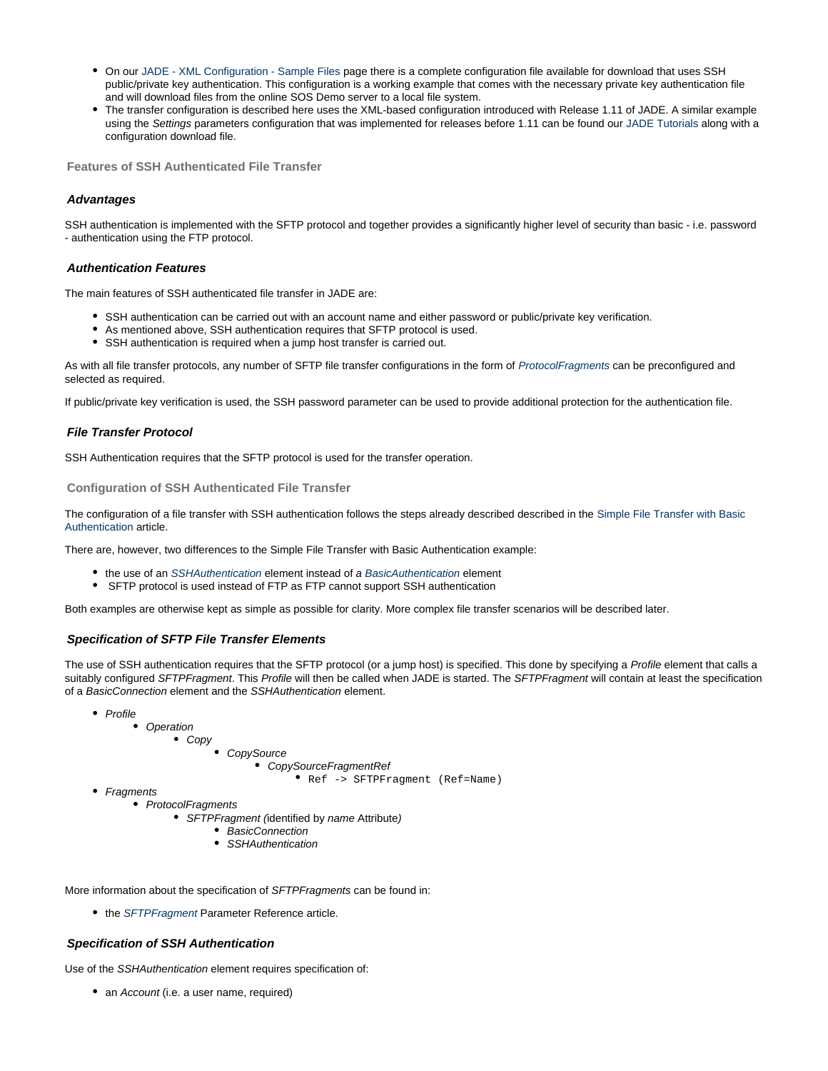- On our JADE - XML Configuration - Sample Files page there is a complete configuration file available for download that uses SSH public/private key authentication. This configuration is a working example that comes with the necessary private key authentication file and will download files from the online SOS Demo server to a local file system.
- The transfer configuration is described here uses the XML-based configuration introduced with Release 1.11 of JADE. A similar example using the *Settings* parameters configuration that was implemented for releases before 1.11 can be found our JADE Tutorials along with a configuration download file.

## Features of SSH Authenticated File Transfer

### *Advantages*

SSH authentication is implemented with the SFTP protocol and together provides a significantly higher level of security than basic - i.e. password - authentication using the FTP protocol.

### *Authentication Features*

The main features of SSH authenticated file transfer in JADE are:

- SSH authentication can be carried out with an account name and either password or public/private key verification.
- As mentioned above, SSH authentication requires that SFTP protocol is used.
- SSH authentication is required when a jump host transfer is carried out.

As with all file transfer protocols, any number of SFTP file transfer configurations in the form of *ProtocolFragments* can be preconfigured and selected as required.

If public/private key verification is used, the SSH password parameter can be used to provide additional protection for the authentication file.

### *File Transfer Protocol*

SSH Authentication requires that the SFTP protocol is used for the transfer operation.

## Configuration of SSH Authenticated File Transfer

The configuration of a file transfer with SSH authentication follows the steps already described described in the Simple File Transfer with Basic Authentication article.

There are, however, two differences to the Simple File Transfer with Basic Authentication example:

- the use of an *SSHAuthentication* element instead of *a BasicAuthentication* element
- SFTP protocol is used instead of FTP as FTP cannot support SSH authentication

Both examples are otherwise kept as simple as possible for clarity. More complex file transfer scenarios will be described later.

### *Specification of SFTP File Transfer Elements*

The use of SSH authentication requires that the SFTP protocol (or a jump host) is specified. This done by specifying a *Profile* element that calls a suitably configured *SFTPFragment*. This *Profile* will then be called when JADE is started. The *SFTPFragment* will contain at least the specification of a *BasicConnection* element and the *SSHAuthentication* element.

- *Profile*
  - *Operation*
    - *Copy*
      - *CopySource*
        - *CopySourceFragmentRef*
          - `Ref -> SFTPFragment (Ref=Name)`
- *Fragments*
  - *ProtocolFragments*
    - *SFTPFragment (*identified by *name* Attribute*)*
      - *BasicConnection*
      - *SSHAuthentication*

More information about the specification of *SFTPFragments* can be found in:

- the *SFTPFragment* Parameter Reference article.

### *Specification of SSH Authentication*

Use of the *SSHAuthentication* element requires specification of:

- an *Account* (i.e. a user name, required)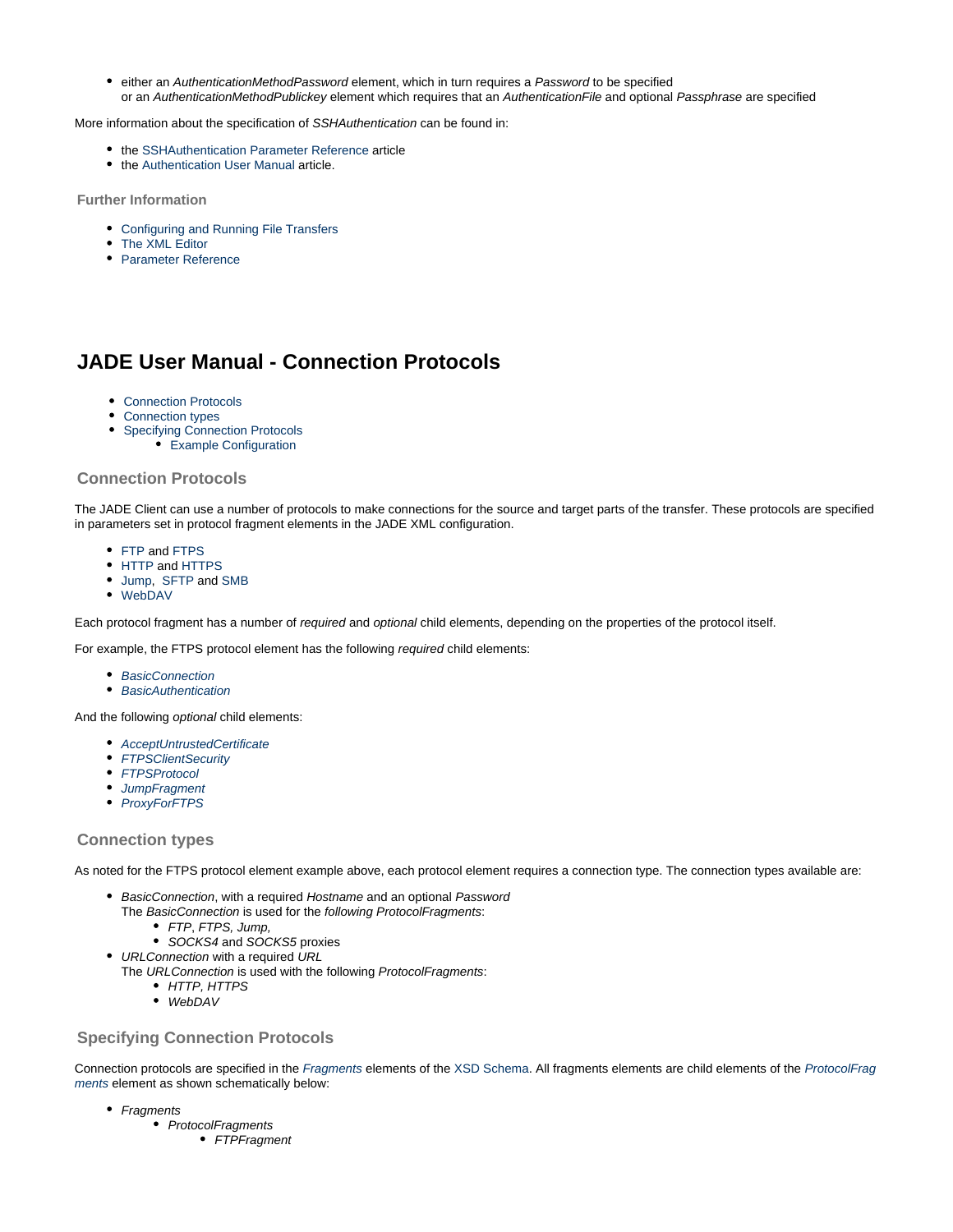- either an *AuthenticationMethodPassword* element, which in turn requires a *Password* to be specified
  or an *AuthenticationMethodPublickey* element which requires that an *AuthenticationFile* and optional *Passphrase* are specified

More information about the specification of *SSHAuthentication* can be found in:

- the SSHAuthentication Parameter Reference article
- the Authentication User Manual article.

### Further Information

- Configuring and Running File Transfers
- The XML Editor
- Parameter Reference

# JADE User Manual - Connection Protocols

- Connection Protocols
- Connection types
- Specifying Connection Protocols
  - Example Configuration

### Connection Protocols

The JADE Client can use a number of protocols to make connections for the source and target parts of the transfer. These protocols are specified in parameters set in protocol fragment elements in the JADE XML configuration.

- FTP and FTPS
- HTTP and HTTPS
- Jump, SFTP and SMB
- WebDAV

Each protocol fragment has a number of *required* and *optional* child elements, depending on the properties of the protocol itself.

For example, the FTPS protocol element has the following *required* child elements:

- *BasicConnection*
- *BasicAuthentication*

And the following *optional* child elements:

- *AcceptUntrustedCertificate*
- *FTPSClientSecurity*
- *FTPSProtocol*
- *JumpFragment*
- *ProxyForFTPS*

### Connection types

As noted for the FTPS protocol element example above, each protocol element requires a connection type. The connection types available are:

- *BasicConnection*, with a required *Hostname* and an optional *Password*
  The *BasicConnection* is used for the *following ProtocolFragments*:
  - *FTP*, *FTPS, Jump,*
  - *SOCKS4* and *SOCKS5* proxies
- *URLConnection* with a required *URL*
  The *URLConnection* is used with the following *ProtocolFragments*:
  - *HTTP, HTTPS*
  - *WebDAV*

### Specifying Connection Protocols

Connection protocols are specified in the *Fragments* elements of the XSD Schema. All fragments elements are child elements of the *ProtocolFragments* element as shown schematically below:

- *Fragments*
  - *ProtocolFragments*
    - *FTPFragment*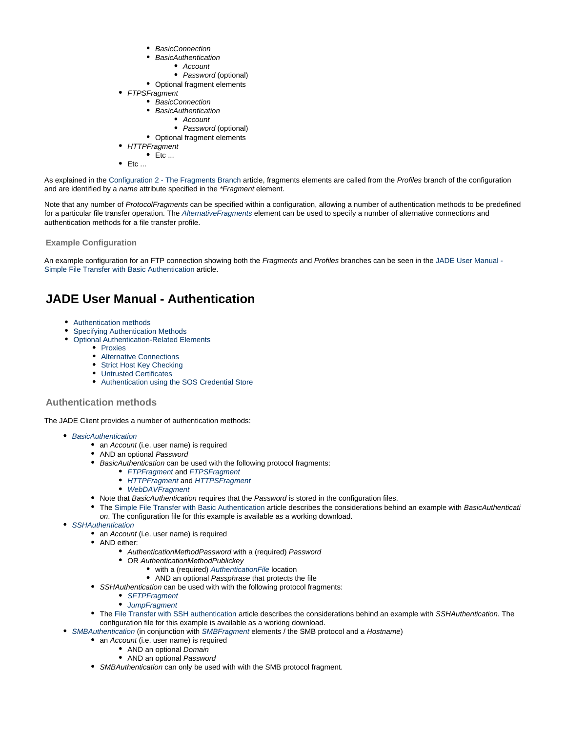- *BasicConnection*
        - *BasicAuthentication*
            - *Account*
            - *Password* (optional)
        - Optional fragment elements
    - *FTPSFragment*
        - *BasicConnection*
        - *BasicAuthentication*
            - *Account*
            - *Password* (optional)
        - Optional fragment elements
    - *HTTPFragment*
        - Etc ...
    - Etc ...

As explained in the Configuration 2 - The Fragments Branch article, fragments elements are called from the *Profiles* branch of the configuration and are identified by a *name* attribute specified in the *\*Fragment* element.

Note that any number of *ProtocolFragments* can be specified within a configuration, allowing a number of authentication methods to be predefined for a particular file transfer operation. The *AlternativeFragments* element can be used to specify a number of alternative connections and authentication methods for a file transfer profile.

### Example Configuration

An example configuration for an FTP connection showing both the *Fragments* and *Profiles* branches can be seen in the JADE User Manual - Simple File Transfer with Basic Authentication article.

# JADE User Manual - Authentication

- Authentication methods
- Specifying Authentication Methods
- Optional Authentication-Related Elements
    - Proxies
    - Alternative Connections
    - Strict Host Key Checking
    - Untrusted Certificates
    - Authentication using the SOS Credential Store

## Authentication methods

The JADE Client provides a number of authentication methods:

- *BasicAuthentication*
    - an *Account* (i.e. user name) is required
    - AND an optional *Password*
    - *BasicAuthentication* can be used with the following protocol fragments:
        - *FTPFragment* and *FTPSFragment*
        - *HTTPFragment* and *HTTPSFragment*
        - *WebDAVFragment*
    - Note that *BasicAuthentication* requires that the *Password* is stored in the configuration files.
    - The Simple File Transfer with Basic Authentication article describes the considerations behind an example with *BasicAuthentication*. The configuration file for this example is available as a working download.
- *SSHAuthentication*
    - an *Account* (i.e. user name) is required
    - AND either:
        - *AuthenticationMethodPassword* with a (required) *Password*
        - OR *AuthenticationMethodPublickey*
            - with a (required) *AuthenticationFile* location
            - AND an optional *Passphrase* that protects the file
    - *SSHAuthentication* can be used with with the following protocol fragments:
        - *SFTPFragment*
        - *JumpFragment*
    - The File Transfer with SSH authentication article describes the considerations behind an example with *SSHAuthentication*. The configuration file for this example is available as a working download.
- *SMBAuthentication* (in conjunction with *SMBFragment* elements / the SMB protocol and a *Hostname*)
    - an *Account* (i.e. user name) is required
        - AND an optional *Domain*
        - AND an optional *Password*
    - *SMBAuthentication* can only be used with with the SMB protocol fragment.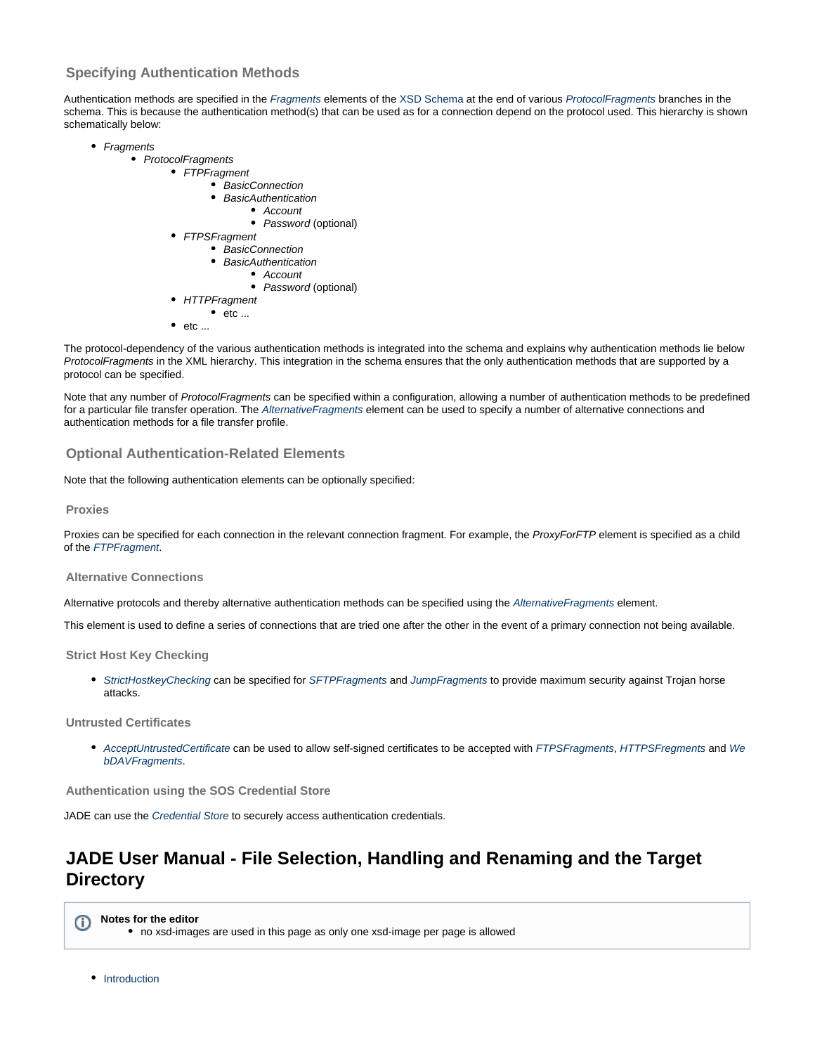### Specifying Authentication Methods

Authentication methods are specified in the *Fragments* elements of the XSD Schema at the end of various *ProtocolFragments* branches in the schema. This is because the authentication method(s) that can be used as for a connection depend on the protocol used. This hierarchy is shown schematically below:

- *Fragments*
  - *ProtocolFragments*
    - *FTPFragment*
      - *BasicConnection*
      - *BasicAuthentication*
        - *Account*
        - *Password* (optional)
    - *FTPSFragment*
      - *BasicConnection*
      - *BasicAuthentication*
        - *Account*
        - *Password* (optional)
    - *HTTPFragment*
      - etc ...
    - etc ...

The protocol-dependency of the various authentication methods is integrated into the schema and explains why authentication methods lie below *ProtocolFragments* in the XML hierarchy. This integration in the schema ensures that the only authentication methods that are supported by a protocol can be specified.

Note that any number of *ProtocolFragments* can be specified within a configuration, allowing a number of authentication methods to be predefined for a particular file transfer operation. The *AlternativeFragments* element can be used to specify a number of alternative connections and authentication methods for a file transfer profile.

### Optional Authentication-Related Elements

Note that the following authentication elements can be optionally specified:

#### Proxies

Proxies can be specified for each connection in the relevant connection fragment. For example, the *ProxyForFTP* element is specified as a child of the *FTPFragment*.

#### Alternative Connections

Alternative protocols and thereby alternative authentication methods can be specified using the *AlternativeFragments* element.

This element is used to define a series of connections that are tried one after the other in the event of a primary connection not being available.

#### Strict Host Key Checking

- *StrictHostkeyChecking* can be specified for *SFTPFragments* and *JumpFragments* to provide maximum security against Trojan horse attacks.

#### Untrusted Certificates

- *AcceptUntrustedCertificate* can be used to allow self-signed certificates to be accepted with *FTPSFragments*, *HTTPSFregments* and *WebDAVFragments*.

#### Authentication using the SOS Credential Store

JADE can use the *Credential Store* to securely access authentication credentials.

## JADE User Manual - File Selection, Handling and Renaming and the Target Directory

> **Notes for the editor**
> - no xsd-images are used in this page as only one xsd-image per page is allowed

- Introduction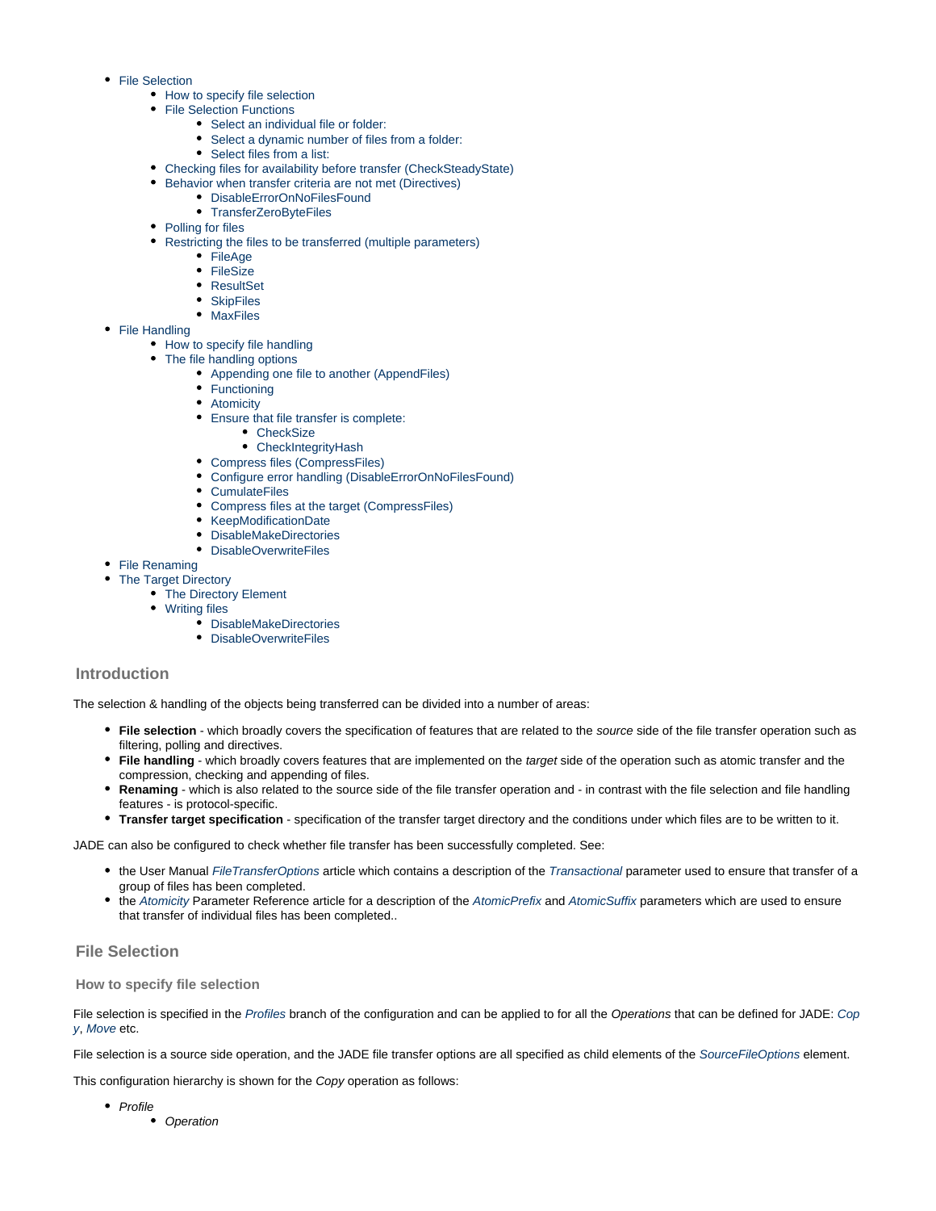- File Selection
    - How to specify file selection
    - File Selection Functions
        - Select an individual file or folder:
        - Select a dynamic number of files from a folder:
        - Select files from a list:
    - Checking files for availability before transfer (CheckSteadyState)
    - Behavior when transfer criteria are not met (Directives)
        - DisableErrorOnNoFilesFound
        - TransferZeroByteFiles
    - Polling for files
    - Restricting the files to be transferred (multiple parameters)
        - FileAge
        - FileSize
        - ResultSet
        - SkipFiles
        - MaxFiles
- File Handling
    - How to specify file handling
    - The file handling options
        - Appending one file to another (AppendFiles)
        - Functioning
        - Atomicity
        - Ensure that file transfer is complete:
            - CheckSize
            - CheckIntegrityHash
        - Compress files (CompressFiles)
        - Configure error handling (DisableErrorOnNoFilesFound)
        - CumulateFiles
        - Compress files at the target (CompressFiles)
        - KeepModificationDate
        - DisableMakeDirectories
        - DisableOverwriteFiles
- File Renaming
- The Target Directory
    - The Directory Element
    - Writing files
        - DisableMakeDirectories
        - DisableOverwriteFiles

## Introduction

The selection & handling of the objects being transferred can be divided into a number of areas:

- **File selection** - which broadly covers the specification of features that are related to the *source* side of the file transfer operation such as filtering, polling and directives.
- **File handling** - which broadly covers features that are implemented on the *target* side of the operation such as atomic transfer and the compression, checking and appending of files.
- **Renaming** - which is also related to the source side of the file transfer operation and - in contrast with the file selection and file handling features - is protocol-specific.
- **Transfer target specification** - specification of the transfer target directory and the conditions under which files are to be written to it.

JADE can also be configured to check whether file transfer has been successfully completed. See:

- the User Manual *FileTransferOptions* article which contains a description of the *Transactional* parameter used to ensure that transfer of a group of files has been completed.
- the *Atomicity* Parameter Reference article for a description of the *AtomicPrefix* and *AtomicSuffix* parameters which are used to ensure that transfer of individual files has been completed..

## File Selection

### How to specify file selection

File selection is specified in the *Profiles* branch of the configuration and can be applied to for all the *Operations* that can be defined for JADE: *Copy*, *Move* etc.

File selection is a source side operation, and the JADE file transfer options are all specified as child elements of the *SourceFileOptions* element.

This configuration hierarchy is shown for the *Copy* operation as follows:

- *Profile*
    - *Operation*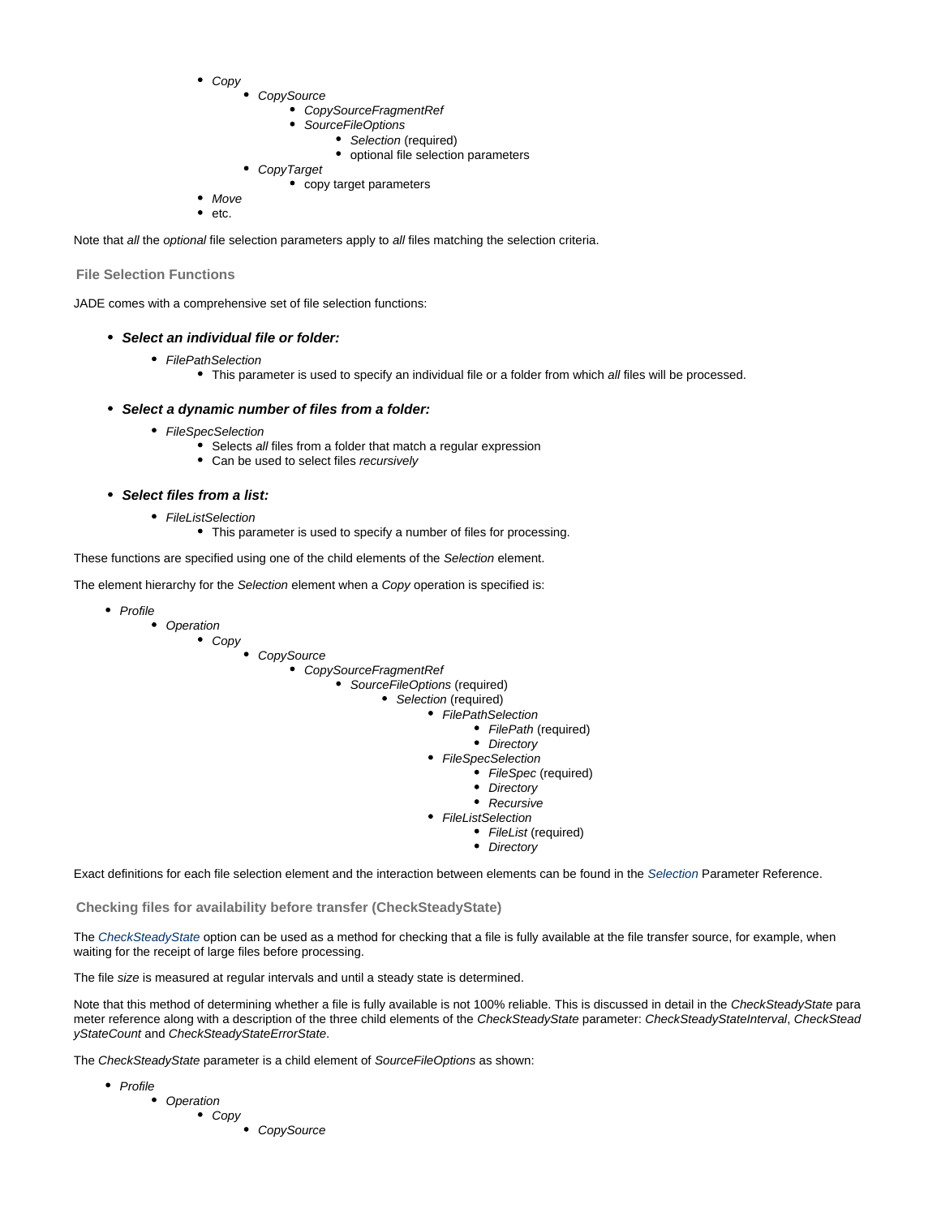- *Copy*
    - *CopySource*
        - *CopySourceFragmentRef*
        - *SourceFileOptions*
            - *Selection* (required)
            - optional file selection parameters
    - *CopyTarget*
        - copy target parameters
- *Move*
- etc.

Note that *all* the *optional* file selection parameters apply to *all* files matching the selection criteria.

### File Selection Functions

JADE comes with a comprehensive set of file selection functions:

- ***Select an individual file or folder:***
    - *FilePathSelection*
        - This parameter is used to specify an individual file or a folder from which *all* files will be processed.

- ***Select a dynamic number of files from a folder:***
    - *FileSpecSelection*
        - Selects *all* files from a folder that match a regular expression
        - Can be used to select files *recursively*

- ***Select files from a list:***
    - *FileListSelection*
        - This parameter is used to specify a number of files for processing.

These functions are specified using one of the child elements of the *Selection* element.

The element hierarchy for the *Selection* element when a *Copy* operation is specified is:

- *Profile*
    - *Operation*
        - *Copy*
            - *CopySource*
                - *CopySourceFragmentRef*
                    - *SourceFileOptions* (required)
                        - *Selection* (required)
                            - *FilePathSelection*
                                - *FilePath* (required)
                                - *Directory*
                            - *FileSpecSelection*
                                - *FileSpec* (required)
                                - *Directory*
                                - *Recursive*
                            - *FileListSelection*
                                - *FileList* (required)
                                - *Directory*

Exact definitions for each file selection element and the interaction between elements can be found in the *Selection* Parameter Reference.

### Checking files for availability before transfer (CheckSteadyState)

The *CheckSteadyState* option can be used as a method for checking that a file is fully available at the file transfer source, for example, when waiting for the receipt of large files before processing.

The file *size* is measured at regular intervals and until a steady state is determined.

Note that this method of determining whether a file is fully available is not 100% reliable. This is discussed in detail in the *CheckSteadyState* parameter reference along with a description of the three child elements of the *CheckSteadyState* parameter: *CheckSteadyStateInterval*, *CheckSteadyStateCount* and *CheckSteadyStateErrorState*.

The *CheckSteadyState* parameter is a child element of *SourceFileOptions* as shown:

- *Profile*
    - *Operation*
        - *Copy*
            - *CopySource*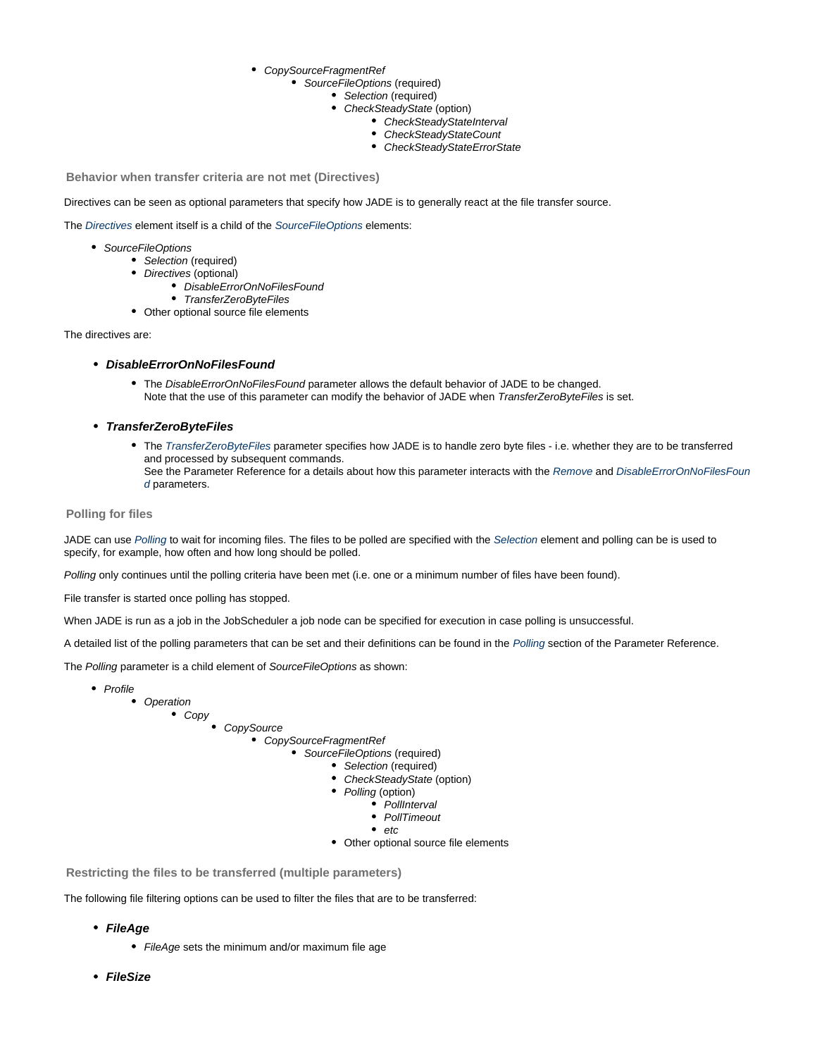- *CopySourceFragmentRef*
            - *SourceFileOptions* (required)
                - *Selection* (required)
                - *CheckSteadyState* (option)
                    - *CheckSteadyStateInterval*
                    - *CheckSteadyStateCount*
                    - *CheckSteadyStateErrorState*

### Behavior when transfer criteria are not met (Directives)

Directives can be seen as optional parameters that specify how JADE is to generally react at the file transfer source.

The *Directives* element itself is a child of the *SourceFileOptions* elements:

- *SourceFileOptions*
    - *Selection* (required)
    - *Directives* (optional)
        - *DisableErrorOnNoFilesFound*
        - *TransferZeroByteFiles*
    - Other optional source file elements

The directives are:

- ***DisableErrorOnNoFilesFound***
    - The *DisableErrorOnNoFilesFound* parameter allows the default behavior of JADE to be changed.
      Note that the use of this parameter can modify the behavior of JADE when *TransferZeroByteFiles* is set.

- ***TransferZeroByteFiles***
    - The *TransferZeroByteFiles* parameter specifies how JADE is to handle zero byte files - i.e. whether they are to be transferred and processed by subsequent commands.
      See the Parameter Reference for a details about how this parameter interacts with the *Remove* and *DisableErrorOnNoFilesFound* parameters.

### Polling for files

JADE can use *Polling* to wait for incoming files. The files to be polled are specified with the *Selection* element and polling can be is used to specify, for example, how often and how long should be polled.

*Polling* only continues until the polling criteria have been met (i.e. one or a minimum number of files have been found).

File transfer is started once polling has stopped.

When JADE is run as a job in the JobScheduler a job node can be specified for execution in case polling is unsuccessful.

A detailed list of the polling parameters that can be set and their definitions can be found in the *Polling* section of the Parameter Reference.

The *Polling* parameter is a child element of *SourceFileOptions* as shown:

- *Profile*
    - *Operation*
        - *Copy*
            - *CopySource*
                - *CopySourceFragmentRef*
                    - *SourceFileOptions* (required)
                        - *Selection* (required)
                        - *CheckSteadyState* (option)
                        - *Polling* (option)
                            - *PollInterval*
                            - *PollTimeout*
                            - *etc*
                        - Other optional source file elements

### Restricting the files to be transferred (multiple parameters)

The following file filtering options can be used to filter the files that are to be transferred:

- ***FileAge***
    - *FileAge* sets the minimum and/or maximum file age

- ***FileSize***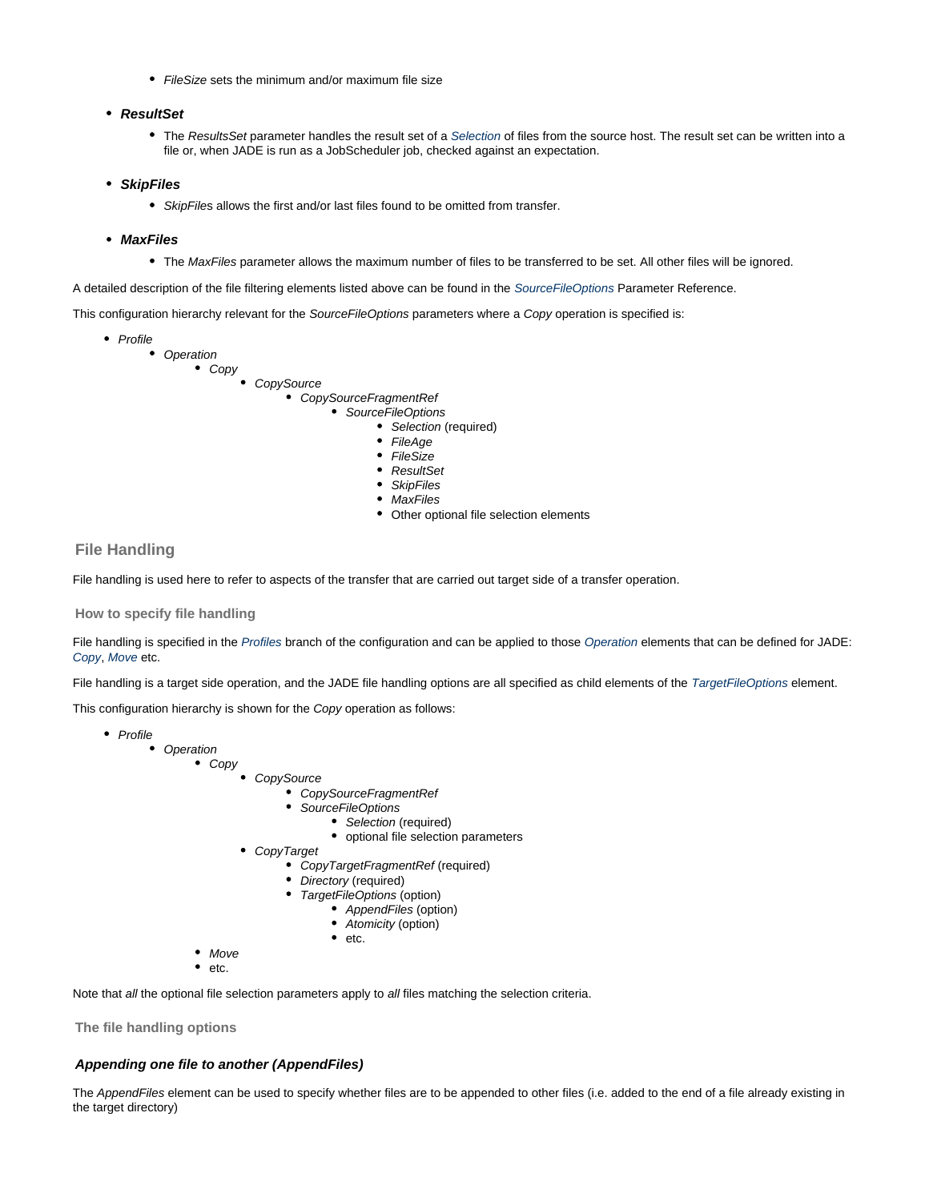- *FileSize* sets the minimum and/or maximum file size

- ***ResultSet***
   - The *ResultsSet* parameter handles the result set of a *Selection* of files from the source host. The result set can be written into a file or, when JADE is run as a JobScheduler job, checked against an expectation.

- ***SkipFiles***
   - *SkipFile*s allows the first and/or last files found to be omitted from transfer.

- ***MaxFiles***
   - The *MaxFiles* parameter allows the maximum number of files to be transferred to be set. All other files will be ignored.

A detailed description of the file filtering elements listed above can be found in the *SourceFileOptions* Parameter Reference.

This configuration hierarchy relevant for the *SourceFileOptions* parameters where a *Copy* operation is specified is:

- *Profile*
  - *Operation*
    - *Copy*
      - *CopySource*
        - *CopySourceFragmentRef*
          - *SourceFileOptions*
            - *Selection* (required)
            - *FileAge*
            - *FileSize*
            - *ResultSet*
            - *SkipFiles*
            - *MaxFiles*
            - Other optional file selection elements

## File Handling

File handling is used here to refer to aspects of the transfer that are carried out target side of a transfer operation.

### How to specify file handling

File handling is specified in the *Profiles* branch of the configuration and can be applied to those *Operation* elements that can be defined for JADE: *Copy*, *Move* etc.

File handling is a target side operation, and the JADE file handling options are all specified as child elements of the *TargetFileOptions* element.

This configuration hierarchy is shown for the *Copy* operation as follows:

- *Profile*
  - *Operation*
    - *Copy*
      - *CopySource*
        - *CopySourceFragmentRef*
        - *SourceFileOptions*
          - *Selection* (required)
          - optional file selection parameters
      - *CopyTarget*
        - *CopyTargetFragmentRef* (required)
        - *Directory* (required)
        - *TargetFileOptions* (option)
          - *AppendFiles* (option)
          - *Atomicity* (option)
          - etc.
    - *Move*
    - etc.

Note that *all* the optional file selection parameters apply to *all* files matching the selection criteria.

### The file handling options

#### *Appending one file to another (AppendFiles)*

The *AppendFiles* element can be used to specify whether files are to be appended to other files (i.e. added to the end of a file already existing in the target directory)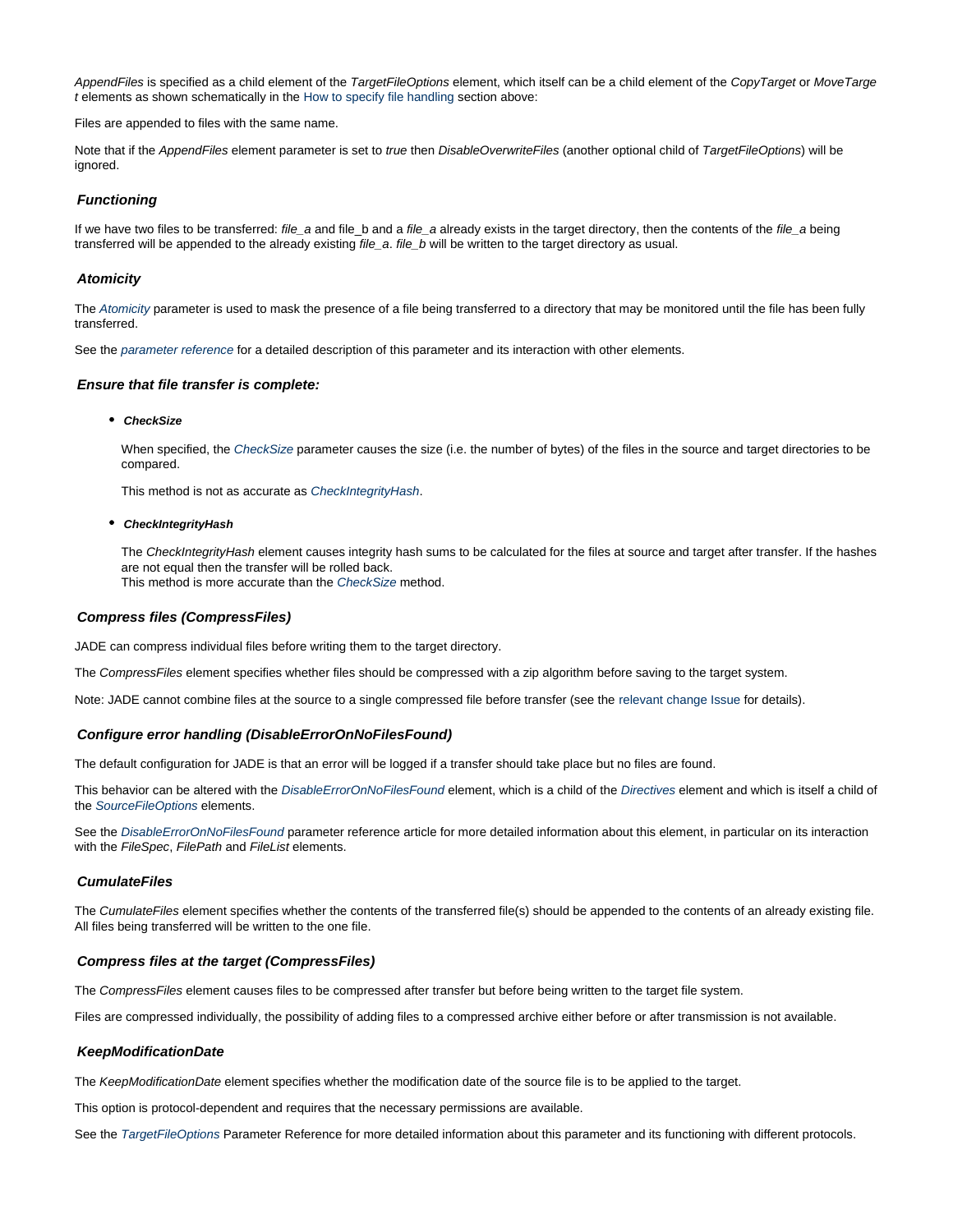*AppendFiles* is specified as a child element of the *TargetFileOptions* element, which itself can be a child element of the *CopyTarget* or *MoveTarget* elements as shown schematically in the How to specify file handling section above:

Files are appended to files with the same name.

Note that if the *AppendFiles* element parameter is set to *true* then *DisableOverwriteFiles* (another optional child of *TargetFileOptions*) will be ignored.

### *Functioning*

If we have two files to be transferred: *file_a* and file_b and a *file_a* already exists in the target directory, then the contents of the *file_a* being transferred will be appended to the already existing *file_a*. *file_b* will be written to the target directory as usual.

### *Atomicity*

The *Atomicity* parameter is used to mask the presence of a file being transferred to a directory that may be monitored until the file has been fully transferred.

See the *parameter reference* for a detailed description of this parameter and its interaction with other elements.

### *Ensure that file transfer is complete:*

- ***CheckSize***

  When specified, the *CheckSize* parameter causes the size (i.e. the number of bytes) of the files in the source and target directories to be compared.

  This method is not as accurate as *CheckIntegrityHash*.

- ***CheckIntegrityHash***

  The *CheckIntegrityHash* element causes integrity hash sums to be calculated for the files at source and target after transfer. If the hashes are not equal then the transfer will be rolled back.
  This method is more accurate than the *CheckSize* method.

### *Compress files (CompressFiles)*

JADE can compress individual files before writing them to the target directory.

The *CompressFiles* element specifies whether files should be compressed with a zip algorithm before saving to the target system.

Note: JADE cannot combine files at the source to a single compressed file before transfer (see the relevant change Issue for details).

### *Configure error handling (DisableErrorOnNoFilesFound)*

The default configuration for JADE is that an error will be logged if a transfer should take place but no files are found.

This behavior can be altered with the *DisableErrorOnNoFilesFound* element, which is a child of the *Directives* element and which is itself a child of the *SourceFileOptions* elements.

See the *DisableErrorOnNoFilesFound* parameter reference article for more detailed information about this element, in particular on its interaction with the *FileSpec*, *FilePath* and *FileList* elements.

### *CumulateFiles*

The *CumulateFiles* element specifies whether the contents of the transferred file(s) should be appended to the contents of an already existing file. All files being transferred will be written to the one file.

### *Compress files at the target (CompressFiles)*

The *CompressFiles* element causes files to be compressed after transfer but before being written to the target file system.

Files are compressed individually, the possibility of adding files to a compressed archive either before or after transmission is not available.

### *KeepModificationDate*

The *KeepModificationDate* element specifies whether the modification date of the source file is to be applied to the target.

This option is protocol-dependent and requires that the necessary permissions are available.

See the *TargetFileOptions* Parameter Reference for more detailed information about this parameter and its functioning with different protocols.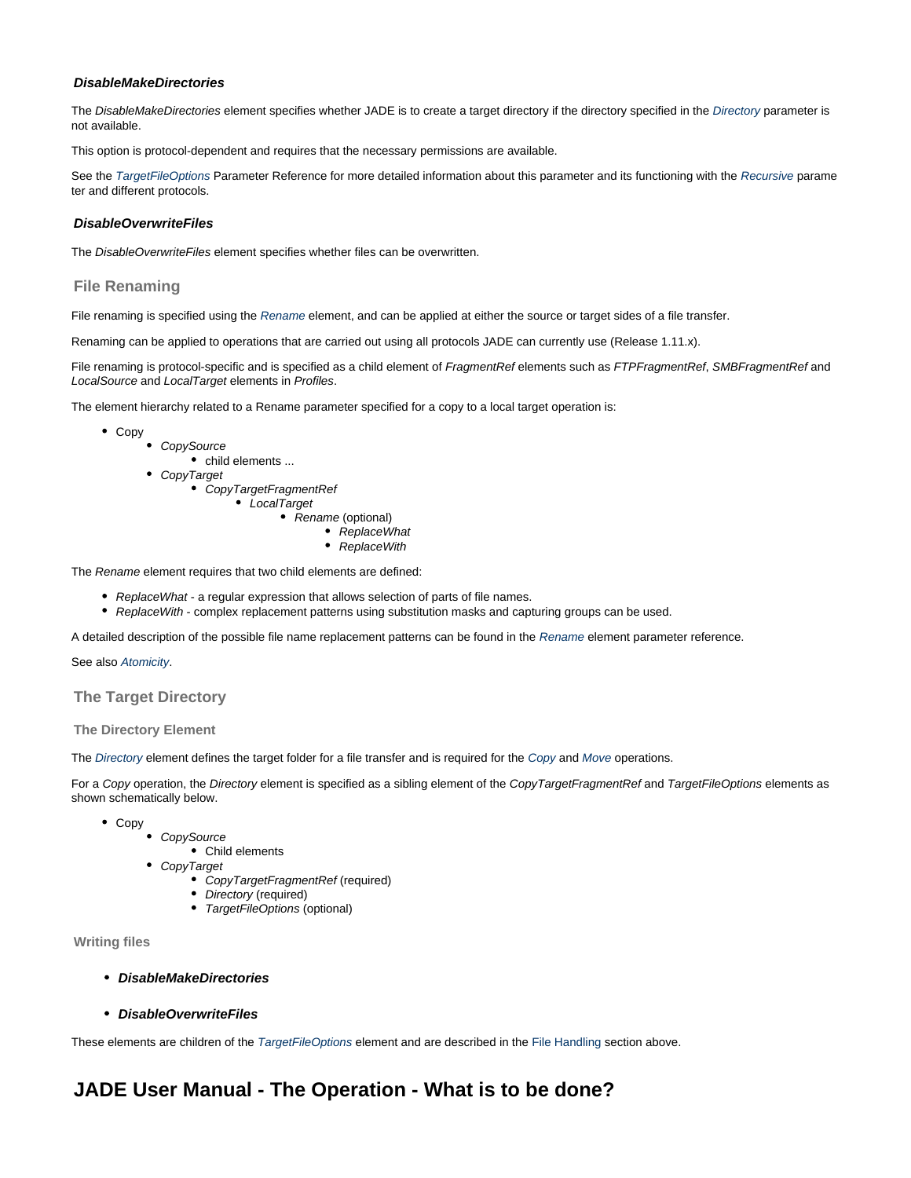#### *DisableMakeDirectories*

The *DisableMakeDirectories* element specifies whether JADE is to create a target directory if the directory specified in the *Directory* parameter is not available.

This option is protocol-dependent and requires that the necessary permissions are available.

See the *TargetFileOptions* Parameter Reference for more detailed information about this parameter and its functioning with the *Recursive* parameter and different protocols.

#### *DisableOverwriteFiles*

The *DisableOverwriteFiles* element specifies whether files can be overwritten.

### File Renaming

File renaming is specified using the *Rename* element, and can be applied at either the source or target sides of a file transfer.

Renaming can be applied to operations that are carried out using all protocols JADE can currently use (Release 1.11.x).

File renaming is protocol-specific and is specified as a child element of *FragmentRef* elements such as *FTPFragmentRef*, *SMBFragmentRef* and *LocalSource* and *LocalTarget* elements in *Profiles*.

The element hierarchy related to a Rename parameter specified for a copy to a local target operation is:

- Copy
    - *CopySource*
        - child elements ...
    - *CopyTarget*
        - *CopyTargetFragmentRef*
            - *LocalTarget*
                - *Rename* (optional)
                    - *ReplaceWhat*
                    - *ReplaceWith*

The *Rename* element requires that two child elements are defined:

- *ReplaceWhat* - a regular expression that allows selection of parts of file names.
- *ReplaceWith* - complex replacement patterns using substitution masks and capturing groups can be used.

A detailed description of the possible file name replacement patterns can be found in the *Rename* element parameter reference.

See also *Atomicity*.

### The Target Directory

#### The Directory Element

The *Directory* element defines the target folder for a file transfer and is required for the *Copy* and *Move* operations.

For a *Copy* operation, the *Directory* element is specified as a sibling element of the *CopyTargetFragmentRef* and *TargetFileOptions* elements as shown schematically below.

- Copy
    - *CopySource*
        - Child elements
    - *CopyTarget*
        - *CopyTargetFragmentRef* (required)
        - *Directory* (required)
        - *TargetFileOptions* (optional)

#### Writing files

- ***DisableMakeDirectories***
- ***DisableOverwriteFiles***

These elements are children of the *TargetFileOptions* element and are described in the File Handling section above.

# JADE User Manual - The Operation - What is to be done?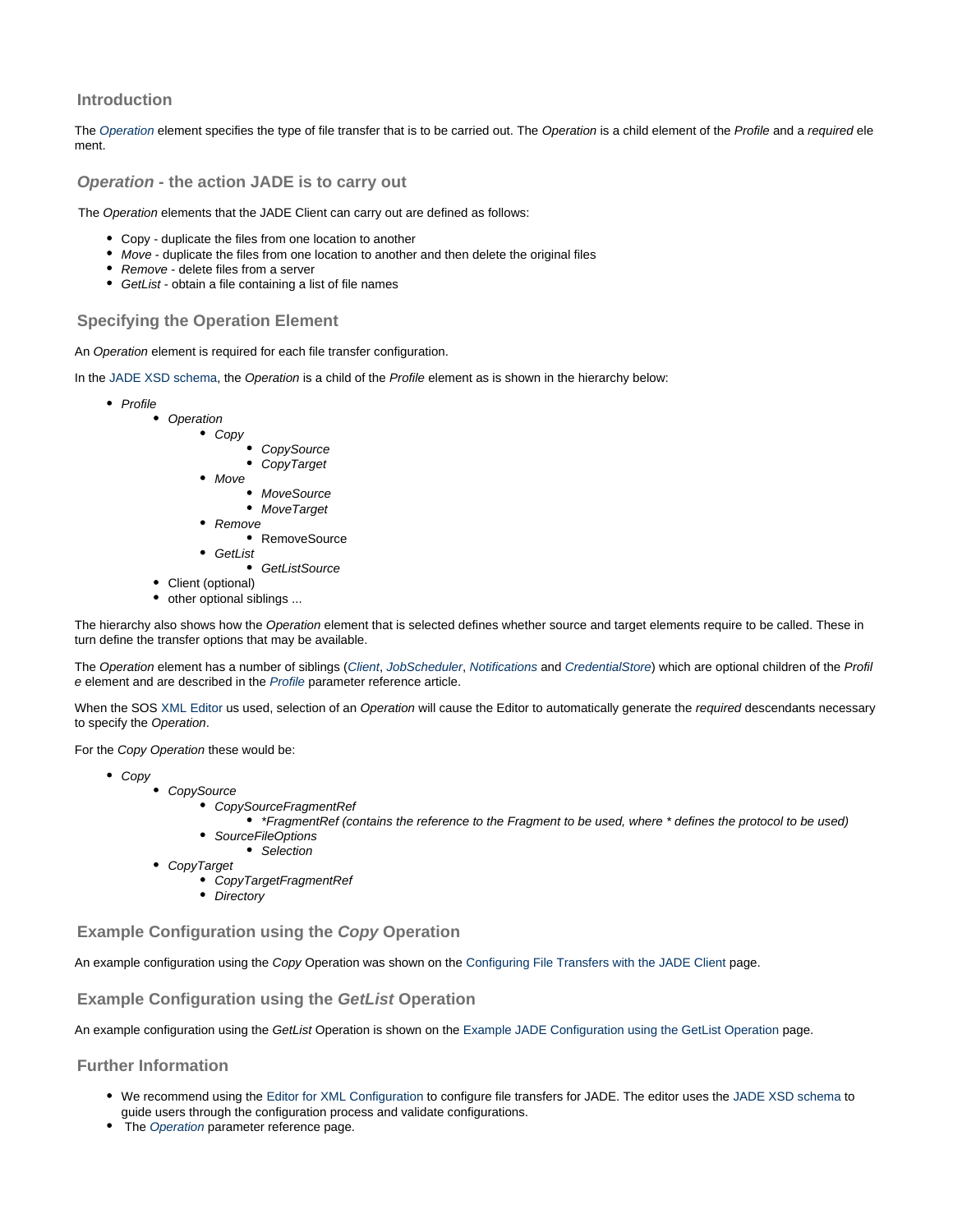## Introduction

The *Operation* element specifies the type of file transfer that is to be carried out. The *Operation* is a child element of the *Profile* and a *required* element.

### *Operation* - the action JADE is to carry out

The *Operation* elements that the JADE Client can carry out are defined as follows:

- Copy - duplicate the files from one location to another
- *Move* - duplicate the files from one location to another and then delete the original files
- *Remove* - delete files from a server
- *GetList* - obtain a file containing a list of file names

### Specifying the Operation Element

An *Operation* element is required for each file transfer configuration.

In the JADE XSD schema, the *Operation* is a child of the *Profile* element as is shown in the hierarchy below:

- *Profile*
  - *Operation*
    - *Copy*
      - *CopySource*
      - *CopyTarget*
    - *Move*
      - *MoveSource*
      - *MoveTarget*
    - *Remove*
      - RemoveSource
    - *GetList*
      - *GetListSource*
  - Client (optional)
  - other optional siblings ...

The hierarchy also shows how the *Operation* element that is selected defines whether source and target elements require to be called. These in turn define the transfer options that may be available.

The *Operation* element has a number of siblings (*Client*, *JobScheduler*, *Notifications* and *CredentialStore*) which are optional children of the *Profile* element and are described in the *Profile* parameter reference article.

When the SOS XML Editor us used, selection of an *Operation* will cause the Editor to automatically generate the *required* descendants necessary to specify the *Operation*.

For the *Copy Operation* these would be:

- *Copy*
  - *CopySource*
    - *CopySourceFragmentRef*
      - *\*FragmentRef (contains the reference to the Fragment to be used, where \* defines the protocol to be used)*
    - *SourceFileOptions*
      - *Selection*
  - *CopyTarget*
    - *CopyTargetFragmentRef*
    - *Directory*

### Example Configuration using the *Copy* Operation

An example configuration using the *Copy* Operation was shown on the Configuring File Transfers with the JADE Client page.

### Example Configuration using the *GetList* Operation

An example configuration using the *GetList* Operation is shown on the Example JADE Configuration using the GetList Operation page.

### Further Information

- We recommend using the Editor for XML Configuration to configure file transfers for JADE. The editor uses the JADE XSD schema to guide users through the configuration process and validate configurations.
- The *Operation* parameter reference page.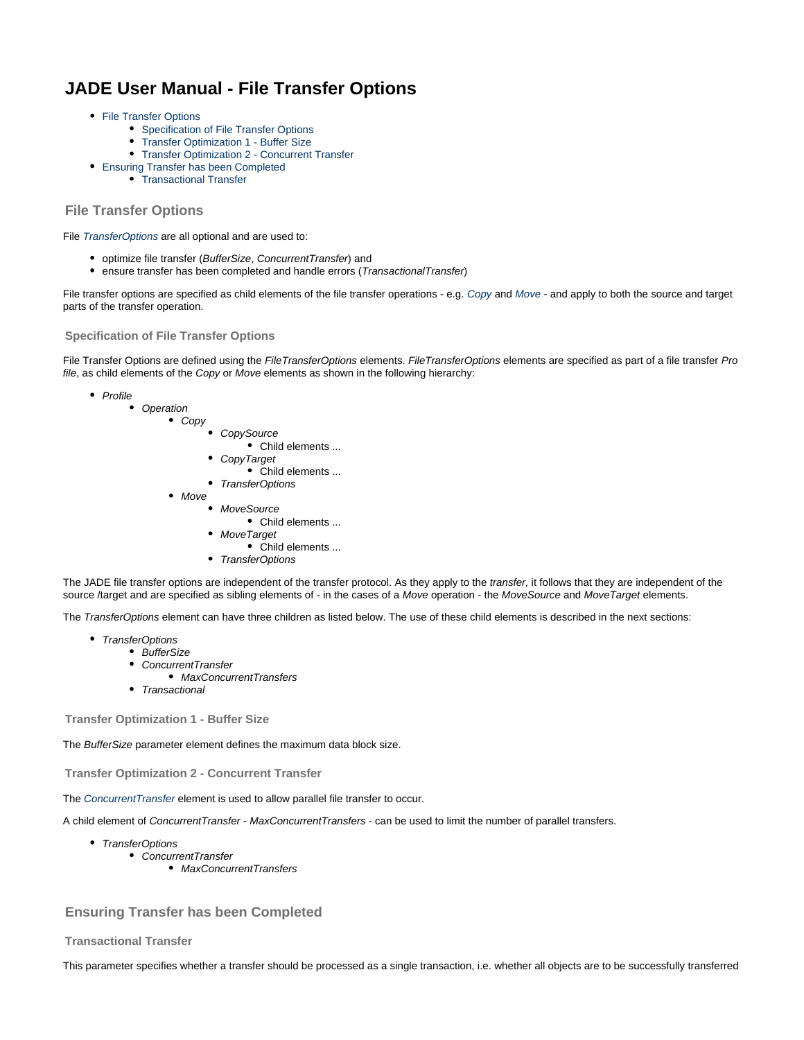# JADE User Manual - File Transfer Options

- File Transfer Options
  - Specification of File Transfer Options
  - Transfer Optimization 1 - Buffer Size
  - Transfer Optimization 2 - Concurrent Transfer
- Ensuring Transfer has been Completed
  - Transactional Transfer

## File Transfer Options

File *TransferOptions* are all optional and are used to:

- optimize file transfer (*BufferSize*, *ConcurrentTransfer*) and
- ensure transfer has been completed and handle errors (*TransactionalTransfer*)

File transfer options are specified as child elements of the file transfer operations - e.g. *Copy* and *Move* - and apply to both the source and target parts of the transfer operation.

### Specification of File Transfer Options

File Transfer Options are defined using the *FileTransferOptions* elements. *FileTransferOptions* elements are specified as part of a file transfer *Profile*, as child elements of the *Copy* or *Move* elements as shown in the following hierarchy:

- *Profile*
  - *Operation*
    - *Copy*
      - *CopySource*
        - Child elements ...
      - *CopyTarget*
        - Child elements ...
      - *TransferOptions*
    - *Move*
      - *MoveSource*
        - Child elements ...
      - *MoveTarget*
        - Child elements ...
      - *TransferOptions*

The JADE file transfer options are independent of the transfer protocol. As they apply to the *transfer,* it follows that they are independent of the source /target and are specified as sibling elements of - in the cases of a *Move* operation - the *MoveSource* and *MoveTarget* elements.

The *TransferOptions* element can have three children as listed below. The use of these child elements is described in the next sections:

- *TransferOptions*
  - *BufferSize*
  - *ConcurrentTransfer*
    - *MaxConcurrentTransfers*
  - *Transactional*

### Transfer Optimization 1 - Buffer Size

The *BufferSize* parameter element defines the maximum data block size.

### Transfer Optimization 2 - Concurrent Transfer

The *ConcurrentTransfer* element is used to allow parallel file transfer to occur.

A child element of *ConcurrentTransfer* - *MaxConcurrentTransfers* - can be used to limit the number of parallel transfers.

- *TransferOptions*
  - *ConcurrentTransfer*
    - *MaxConcurrentTransfers*

## Ensuring Transfer has been Completed

### Transactional Transfer

This parameter specifies whether a transfer should be processed as a single transaction, i.e. whether all objects are to be successfully transferred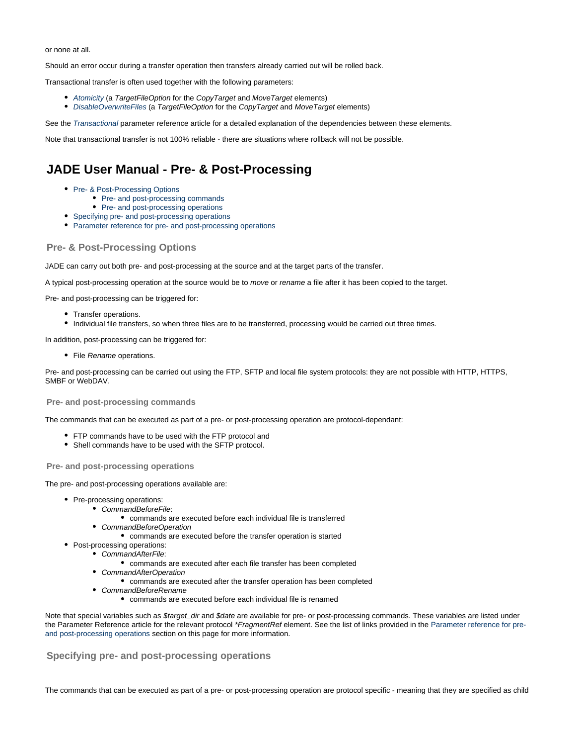or none at all.

Should an error occur during a transfer operation then transfers already carried out will be rolled back.

Transactional transfer is often used together with the following parameters:

- *Atomicity* (a *TargetFileOption* for the *CopyTarget* and *MoveTarget* elements)
- *DisableOverwriteFiles* (a *TargetFileOption* for the *CopyTarget* and *MoveTarget* elements)

See the *Transactional* parameter reference article for a detailed explanation of the dependencies between these elements.

Note that transactional transfer is not 100% reliable - there are situations where rollback will not be possible.

# JADE User Manual - Pre- & Post-Processing

- Pre- & Post-Processing Options
  - Pre- and post-processing commands
  - Pre- and post-processing operations
- Specifying pre- and post-processing operations
- Parameter reference for pre- and post-processing operations

## Pre- & Post-Processing Options

JADE can carry out both pre- and post-processing at the source and at the target parts of the transfer.

A typical post-processing operation at the source would be to *move* or *rename* a file after it has been copied to the target.

Pre- and post-processing can be triggered for:

- Transfer operations.
- Individual file transfers, so when three files are to be transferred, processing would be carried out three times.

In addition, post-processing can be triggered for:

- File *Rename* operations.

Pre- and post-processing can be carried out using the FTP, SFTP and local file system protocols: they are not possible with HTTP, HTTPS, SMBF or WebDAV.

### Pre- and post-processing commands

The commands that can be executed as part of a pre- or post-processing operation are protocol-dependant:

- FTP commands have to be used with the FTP protocol and
- Shell commands have to be used with the SFTP protocol.

### Pre- and post-processing operations

The pre- and post-processing operations available are:

- Pre-processing operations:
  - *CommandBeforeFile*:
    - commands are executed before each individual file is transferred
  - *CommandBeforeOperation*
    - commands are executed before the transfer operation is started
- Post-processing operations:
  - *CommandAfterFile*:
    - commands are executed after each file transfer has been completed
  - *CommandAfterOperation*
    - commands are executed after the transfer operation has been completed
  - *CommandBeforeRename*
    - commands are executed before each individual file is renamed

Note that special variables such as *$target_dir* and *$date* are available for pre- or post-processing commands. These variables are listed under the Parameter Reference article for the relevant protocol *\*FragmentRef* element. See the list of links provided in the Parameter reference for pre- and post-processing operations section on this page for more information.

## Specifying pre- and post-processing operations

The commands that can be executed as part of a pre- or post-processing operation are protocol specific - meaning that they are specified as child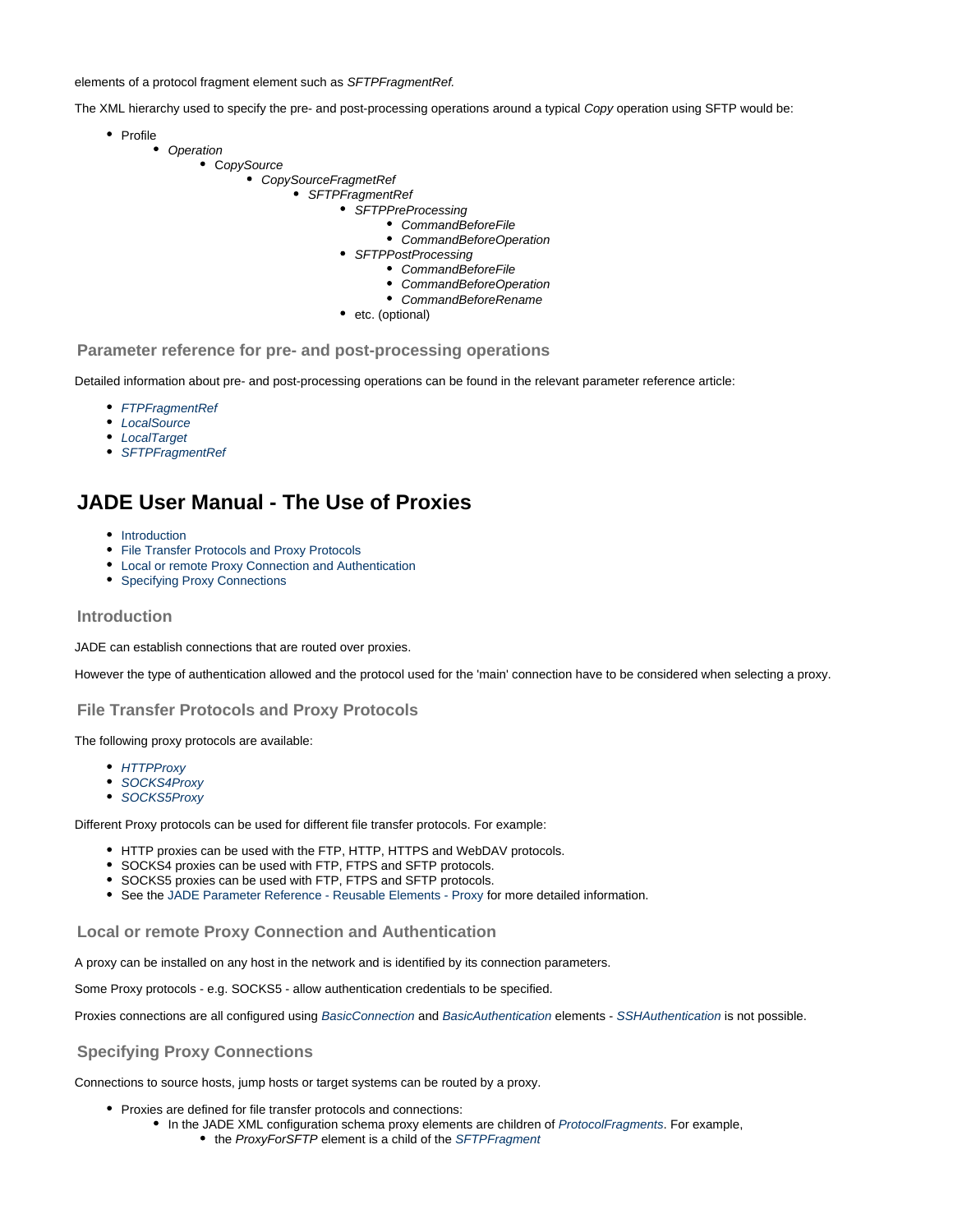elements of a protocol fragment element such as *SFTPFragmentRef.*

The XML hierarchy used to specify the pre- and post-processing operations around a typical *Copy* operation using SFTP would be:

- Profile
    - *Operation*
        - *CopySource*
            - *CopySourceFragmetRef*
                - *SFTPFragmentRef*
                    - *SFTPPreProcessing*
                        - *CommandBeforeFile*
                        - *CommandBeforeOperation*
                    - *SFTPPostProcessing*
                        - *CommandBeforeFile*
                        - *CommandBeforeOperation*
                        - *CommandBeforeRename*
                    - etc. (optional)

### Parameter reference for pre- and post-processing operations

Detailed information about pre- and post-processing operations can be found in the relevant parameter reference article:

- *FTPFragmentRef*
- *LocalSource*
- *LocalTarget*
- *SFTPFragmentRef*

## JADE User Manual - The Use of Proxies

- Introduction
- File Transfer Protocols and Proxy Protocols
- Local or remote Proxy Connection and Authentication
- Specifying Proxy Connections

### Introduction

JADE can establish connections that are routed over proxies.

However the type of authentication allowed and the protocol used for the 'main' connection have to be considered when selecting a proxy.

### File Transfer Protocols and Proxy Protocols

The following proxy protocols are available:

- *HTTPProxy*
- *SOCKS4Proxy*
- *SOCKS5Proxy*

Different Proxy protocols can be used for different file transfer protocols. For example:

- HTTP proxies can be used with the FTP, HTTP, HTTPS and WebDAV protocols.
- SOCKS4 proxies can be used with FTP, FTPS and SFTP protocols.
- SOCKS5 proxies can be used with FTP, FTPS and SFTP protocols.
- See the JADE Parameter Reference - Reusable Elements - Proxy for more detailed information.

### Local or remote Proxy Connection and Authentication

A proxy can be installed on any host in the network and is identified by its connection parameters.

Some Proxy protocols - e.g. SOCKS5 - allow authentication credentials to be specified.

Proxies connections are all configured using *BasicConnection* and *BasicAuthentication* elements - *SSHAuthentication* is not possible.

### Specifying Proxy Connections

Connections to source hosts, jump hosts or target systems can be routed by a proxy.

- Proxies are defined for file transfer protocols and connections:
    - In the JADE XML configuration schema proxy elements are children of *ProtocolFragments*. For example,
        - the *ProxyForSFTP* element is a child of the *SFTPFragment*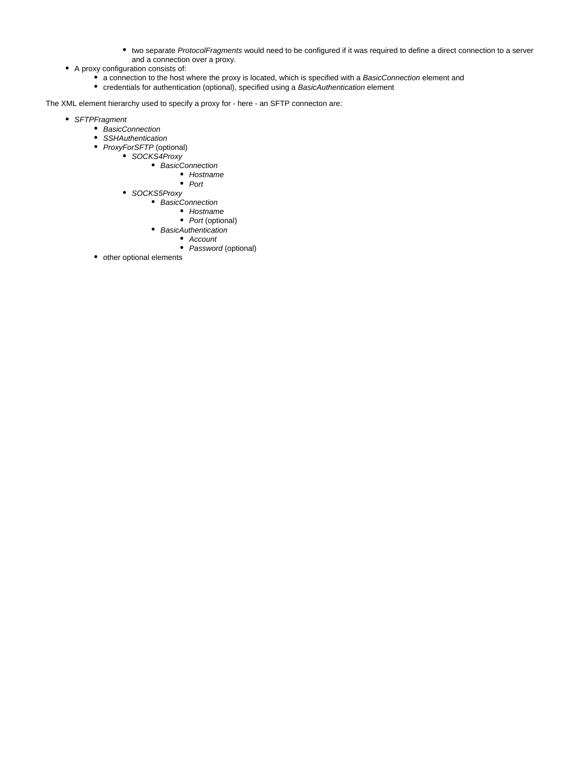- two separate *ProtocolFragments* would need to be configured if it was required to define a direct connection to a server and a connection over a proxy.
- A proxy configuration consists of:
    - a connection to the host where the proxy is located, which is specified with a *BasicConnection* element and
    - credentials for authentication (optional), specified using a *BasicAuthentication* element

The XML element hierarchy used to specify a proxy for - here - an SFTP connecton are:

- *SFTPFragment*
    - *BasicConnection*
    - *SSHAuthentication*
    - *ProxyForSFTP* (optional)
        - *SOCKS4Proxy*
            - *BasicConnection*
                - *Hostname*
                - *Port*
        - *SOCKS5Proxy*
            - *BasicConnection*
                - *Hostname*
                - *Port* (optional)
            - *BasicAuthentication*
                - *Account*
                - *Password* (optional)
    - other optional elements